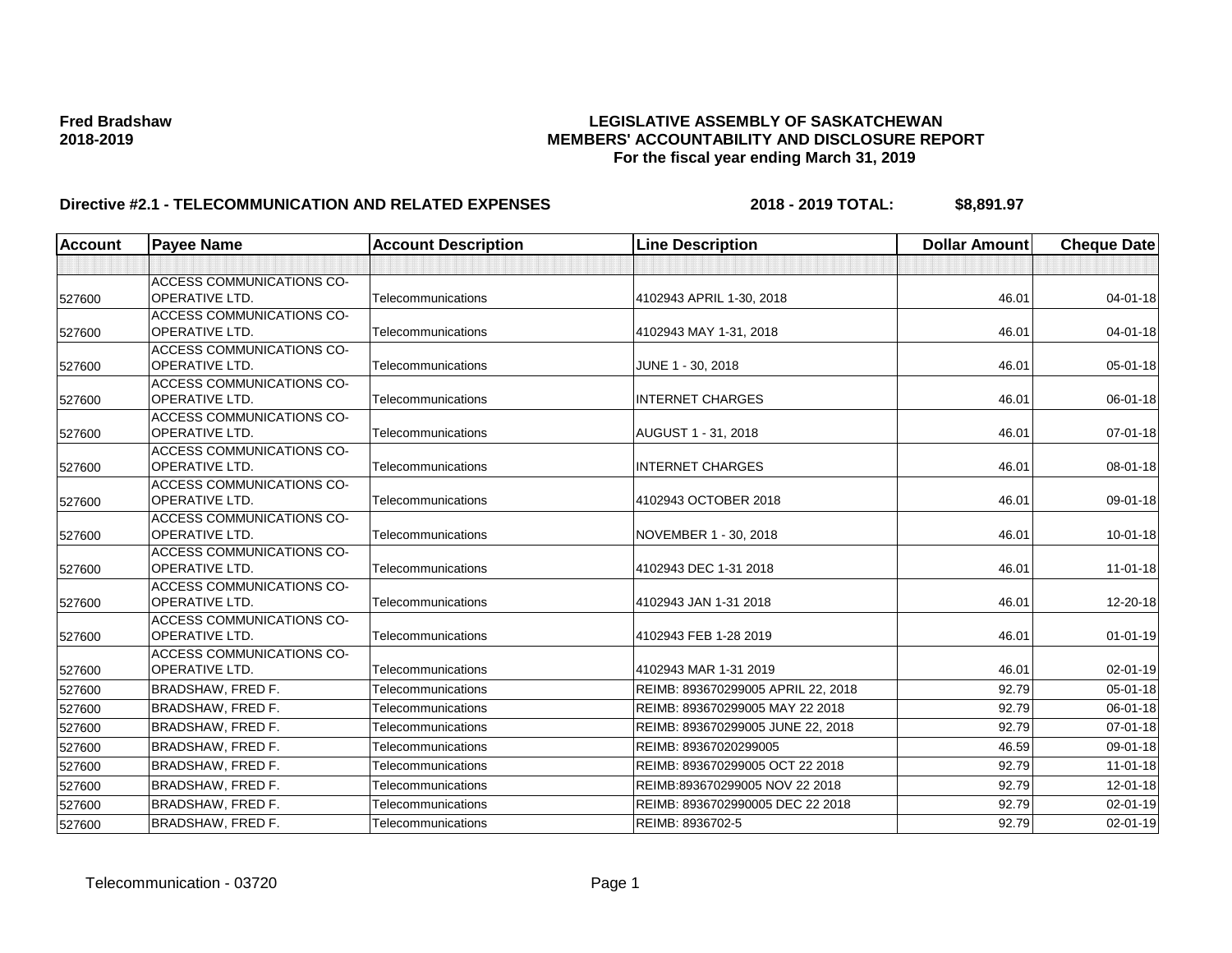**Fred Bradshaw**
**2018-2019**

**LEGISLATIVE ASSEMBLY OF SASKATCHEWAN**
**MEMBERS' ACCOUNTABILITY AND DISCLOSURE REPORT**
**For the fiscal year ending March 31, 2019**

**Directive #2.1 - TELECOMMUNICATION AND RELATED EXPENSES** **2018 - 2019 TOTAL: $8,891.97**

| Account | Payee Name | Account Description | Line Description | Dollar Amount | Cheque Date |
|---|---|---|---|---|---|
| | | | | | |
| 527600 | ACCESS COMMUNICATIONS CO-OPERATIVE LTD. | Telecommunications | 4102943 APRIL 1-30, 2018 | 46.01 | 04-01-18 |
| 527600 | ACCESS COMMUNICATIONS CO-OPERATIVE LTD. | Telecommunications | 4102943 MAY 1-31, 2018 | 46.01 | 04-01-18 |
| 527600 | ACCESS COMMUNICATIONS CO-OPERATIVE LTD. | Telecommunications | JUNE 1 - 30, 2018 | 46.01 | 05-01-18 |
| 527600 | ACCESS COMMUNICATIONS CO-OPERATIVE LTD. | Telecommunications | INTERNET CHARGES | 46.01 | 06-01-18 |
| 527600 | ACCESS COMMUNICATIONS CO-OPERATIVE LTD. | Telecommunications | AUGUST 1 - 31, 2018 | 46.01 | 07-01-18 |
| 527600 | ACCESS COMMUNICATIONS CO-OPERATIVE LTD. | Telecommunications | INTERNET CHARGES | 46.01 | 08-01-18 |
| 527600 | ACCESS COMMUNICATIONS CO-OPERATIVE LTD. | Telecommunications | 4102943 OCTOBER 2018 | 46.01 | 09-01-18 |
| 527600 | ACCESS COMMUNICATIONS CO-OPERATIVE LTD. | Telecommunications | NOVEMBER 1 - 30, 2018 | 46.01 | 10-01-18 |
| 527600 | ACCESS COMMUNICATIONS CO-OPERATIVE LTD. | Telecommunications | 4102943 DEC 1-31 2018 | 46.01 | 11-01-18 |
| 527600 | ACCESS COMMUNICATIONS CO-OPERATIVE LTD. | Telecommunications | 4102943 JAN 1-31 2018 | 46.01 | 12-20-18 |
| 527600 | ACCESS COMMUNICATIONS CO-OPERATIVE LTD. | Telecommunications | 4102943 FEB 1-28 2019 | 46.01 | 01-01-19 |
| 527600 | ACCESS COMMUNICATIONS CO-OPERATIVE LTD. | Telecommunications | 4102943 MAR 1-31 2019 | 46.01 | 02-01-19 |
| 527600 | BRADSHAW, FRED F. | Telecommunications | REIMB: 893670299005 APRIL 22, 2018 | 92.79 | 05-01-18 |
| 527600 | BRADSHAW, FRED F. | Telecommunications | REIMB: 893670299005 MAY 22 2018 | 92.79 | 06-01-18 |
| 527600 | BRADSHAW, FRED F. | Telecommunications | REIMB: 893670299005 JUNE 22, 2018 | 92.79 | 07-01-18 |
| 527600 | BRADSHAW, FRED F. | Telecommunications | REIMB: 89367020299005 | 46.59 | 09-01-18 |
| 527600 | BRADSHAW, FRED F. | Telecommunications | REIMB: 893670299005 OCT 22 2018 | 92.79 | 11-01-18 |
| 527600 | BRADSHAW, FRED F. | Telecommunications | REIMB:893670299005 NOV 22 2018 | 92.79 | 12-01-18 |
| 527600 | BRADSHAW, FRED F. | Telecommunications | REIMB: 8936702990005 DEC 22 2018 | 92.79 | 02-01-19 |
| 527600 | BRADSHAW, FRED F. | Telecommunications | REIMB: 8936702-5 | 92.79 | 02-01-19 |

Telecommunication - 03720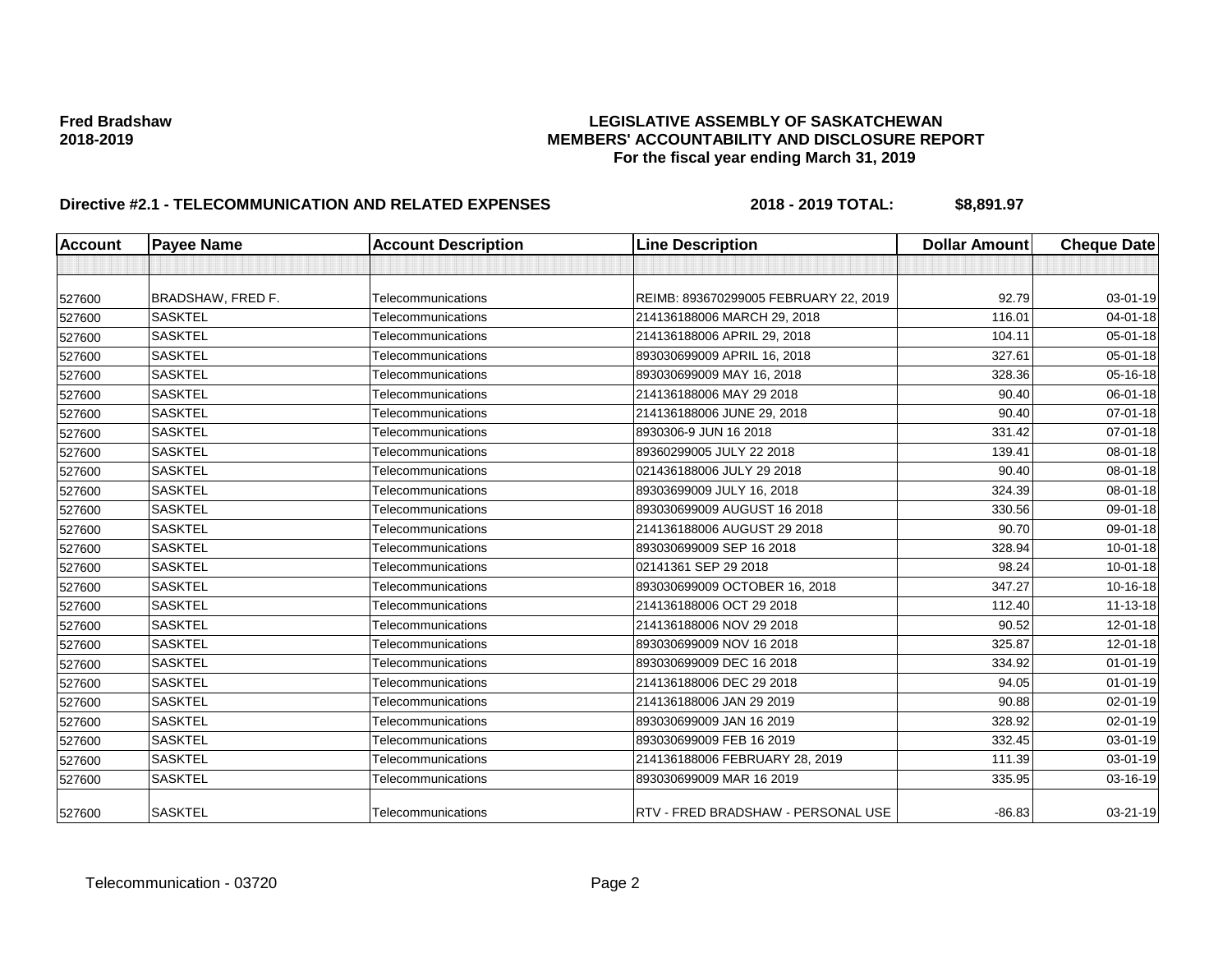**Fred Bradshaw**
**2018-2019**

**LEGISLATIVE ASSEMBLY OF SASKATCHEWAN**
**MEMBERS' ACCOUNTABILITY AND DISCLOSURE REPORT**
**For the fiscal year ending March 31, 2019**

**Directive #2.1 - TELECOMMUNICATION AND RELATED EXPENSES** **2018 - 2019 TOTAL: $8,891.97**

| Account | Payee Name | Account Description | Line Description | Dollar Amount | Cheque Date |
|---|---|---|---|---|---|
| | | | | | |
| 527600 | BRADSHAW, FRED F. | Telecommunications | REIMB: 893670299005 FEBRUARY 22, 2019 | 92.79 | 03-01-19 |
| 527600 | SASKTEL | Telecommunications | 214136188006 MARCH 29, 2018 | 116.01 | 04-01-18 |
| 527600 | SASKTEL | Telecommunications | 214136188006 APRIL 29, 2018 | 104.11 | 05-01-18 |
| 527600 | SASKTEL | Telecommunications | 893030699009 APRIL 16, 2018 | 327.61 | 05-01-18 |
| 527600 | SASKTEL | Telecommunications | 893030699009 MAY 16, 2018 | 328.36 | 05-16-18 |
| 527600 | SASKTEL | Telecommunications | 214136188006 MAY 29 2018 | 90.40 | 06-01-18 |
| 527600 | SASKTEL | Telecommunications | 214136188006 JUNE 29, 2018 | 90.40 | 07-01-18 |
| 527600 | SASKTEL | Telecommunications | 8930306-9 JUN 16 2018 | 331.42 | 07-01-18 |
| 527600 | SASKTEL | Telecommunications | 89360299005 JULY 22 2018 | 139.41 | 08-01-18 |
| 527600 | SASKTEL | Telecommunications | 021436188006 JULY 29 2018 | 90.40 | 08-01-18 |
| 527600 | SASKTEL | Telecommunications | 89303699009 JULY 16, 2018 | 324.39 | 08-01-18 |
| 527600 | SASKTEL | Telecommunications | 893030699009 AUGUST 16 2018 | 330.56 | 09-01-18 |
| 527600 | SASKTEL | Telecommunications | 214136188006 AUGUST 29 2018 | 90.70 | 09-01-18 |
| 527600 | SASKTEL | Telecommunications | 893030699009 SEP 16 2018 | 328.94 | 10-01-18 |
| 527600 | SASKTEL | Telecommunications | 02141361 SEP 29 2018 | 98.24 | 10-01-18 |
| 527600 | SASKTEL | Telecommunications | 893030699009 OCTOBER 16, 2018 | 347.27 | 10-16-18 |
| 527600 | SASKTEL | Telecommunications | 214136188006 OCT 29 2018 | 112.40 | 11-13-18 |
| 527600 | SASKTEL | Telecommunications | 214136188006 NOV 29 2018 | 90.52 | 12-01-18 |
| 527600 | SASKTEL | Telecommunications | 893030699009 NOV 16 2018 | 325.87 | 12-01-18 |
| 527600 | SASKTEL | Telecommunications | 893030699009 DEC 16 2018 | 334.92 | 01-01-19 |
| 527600 | SASKTEL | Telecommunications | 214136188006 DEC 29 2018 | 94.05 | 01-01-19 |
| 527600 | SASKTEL | Telecommunications | 214136188006 JAN 29 2019 | 90.88 | 02-01-19 |
| 527600 | SASKTEL | Telecommunications | 893030699009 JAN 16 2019 | 328.92 | 02-01-19 |
| 527600 | SASKTEL | Telecommunications | 893030699009 FEB 16 2019 | 332.45 | 03-01-19 |
| 527600 | SASKTEL | Telecommunications | 214136188006 FEBRUARY 28, 2019 | 111.39 | 03-01-19 |
| 527600 | SASKTEL | Telecommunications | 893030699009 MAR 16 2019 | 335.95 | 03-16-19 |
| 527600 | SASKTEL | Telecommunications | RTV - FRED BRADSHAW - PERSONAL USE | -86.83 | 03-21-19 |

Telecommunication - 03720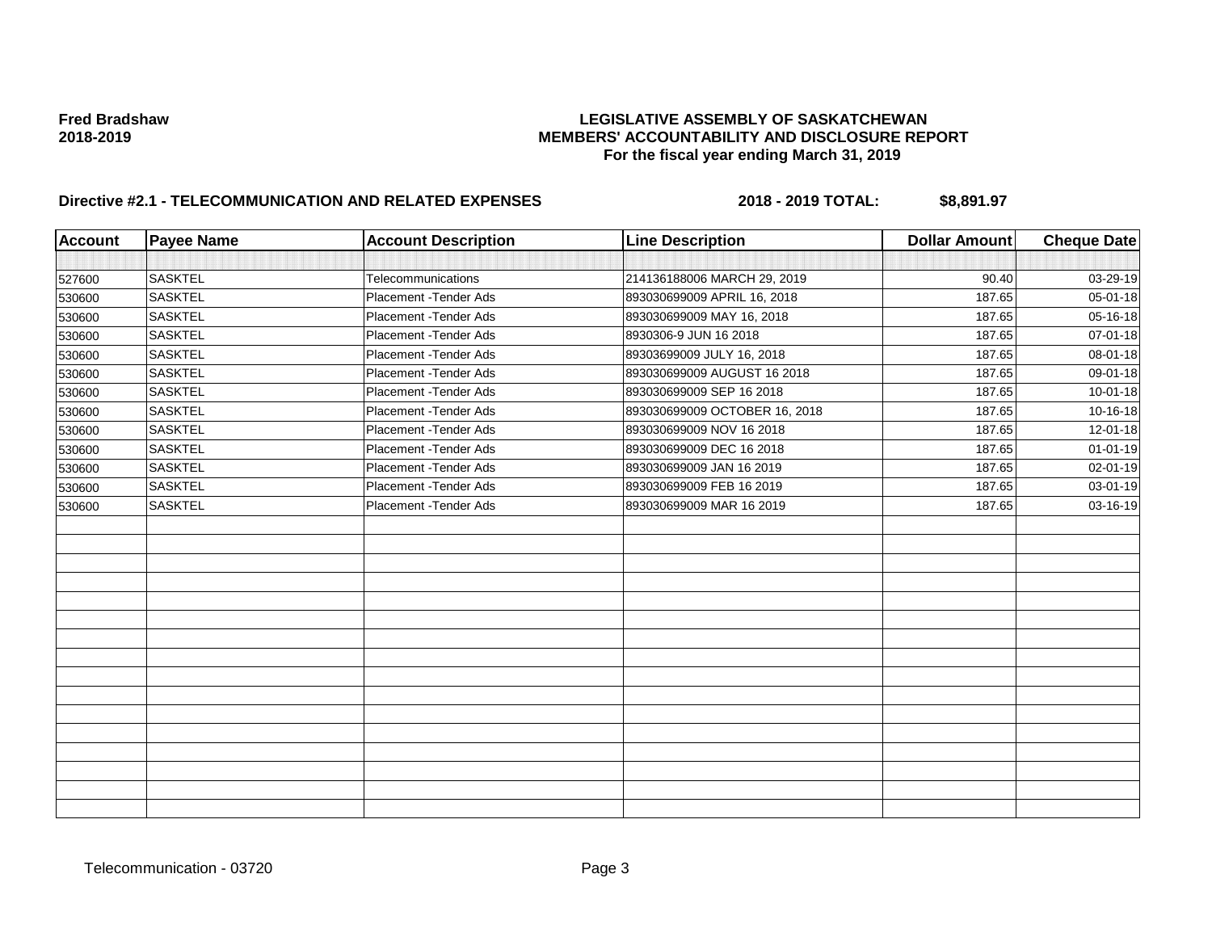**Fred Bradshaw**
**2018-2019**

**LEGISLATIVE ASSEMBLY OF SASKATCHEWAN**
**MEMBERS' ACCOUNTABILITY AND DISCLOSURE REPORT**
**For the fiscal year ending March 31, 2019**

**Directive #2.1 - TELECOMMUNICATION AND RELATED EXPENSES** **2018 - 2019 TOTAL: $8,891.97**

| Account | Payee Name | Account Description | Line Description | Dollar Amount | Cheque Date |
|---|---|---|---|---|---|
| | | | | | |
| 527600 | SASKTEL | Telecommunications | 214136188006 MARCH 29, 2019 | 90.40 | 03-29-19 |
| 530600 | SASKTEL | Placement -Tender Ads | 893030699009 APRIL 16, 2018 | 187.65 | 05-01-18 |
| 530600 | SASKTEL | Placement -Tender Ads | 893030699009 MAY 16, 2018 | 187.65 | 05-16-18 |
| 530600 | SASKTEL | Placement -Tender Ads | 8930306-9 JUN 16 2018 | 187.65 | 07-01-18 |
| 530600 | SASKTEL | Placement -Tender Ads | 89303699009 JULY 16, 2018 | 187.65 | 08-01-18 |
| 530600 | SASKTEL | Placement -Tender Ads | 893030699009 AUGUST 16 2018 | 187.65 | 09-01-18 |
| 530600 | SASKTEL | Placement -Tender Ads | 893030699009 SEP 16 2018 | 187.65 | 10-01-18 |
| 530600 | SASKTEL | Placement -Tender Ads | 893030699009 OCTOBER 16, 2018 | 187.65 | 10-16-18 |
| 530600 | SASKTEL | Placement -Tender Ads | 893030699009 NOV 16 2018 | 187.65 | 12-01-18 |
| 530600 | SASKTEL | Placement -Tender Ads | 893030699009 DEC 16 2018 | 187.65 | 01-01-19 |
| 530600 | SASKTEL | Placement -Tender Ads | 893030699009 JAN 16 2019 | 187.65 | 02-01-19 |
| 530600 | SASKTEL | Placement -Tender Ads | 893030699009 FEB 16 2019 | 187.65 | 03-01-19 |
| 530600 | SASKTEL | Placement -Tender Ads | 893030699009 MAR 16 2019 | 187.65 | 03-16-19 |

Telecommunication - 03720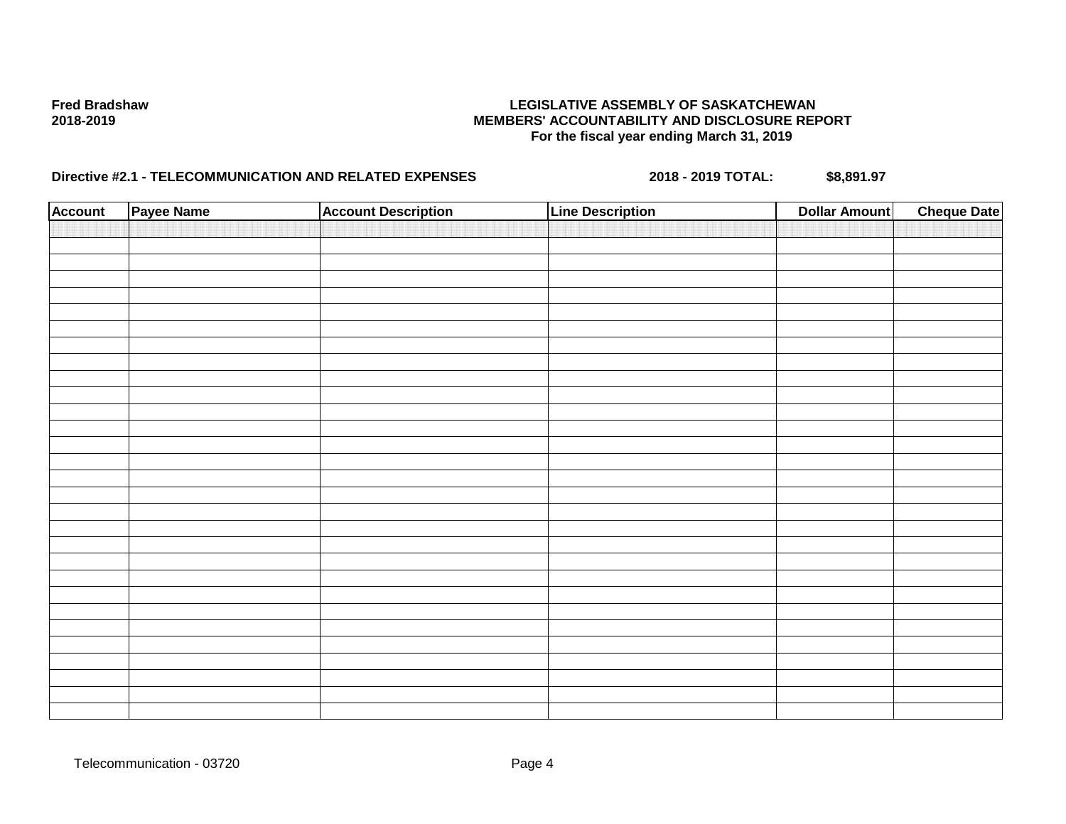**Fred Bradshaw**
**2018-2019**

**LEGISLATIVE ASSEMBLY OF SASKATCHEWAN**
**MEMBERS' ACCOUNTABILITY AND DISCLOSURE REPORT**
**For the fiscal year ending March 31, 2019**

**Directive #2.1 - TELECOMMUNICATION AND RELATED EXPENSES** **2018 - 2019 TOTAL:** **$8,891.97**

| Account | Payee Name | Account Description | Line Description | Dollar Amount | Cheque Date |
|---|---|---|---|---|---|
| | | | | | |

Telecommunication - 03720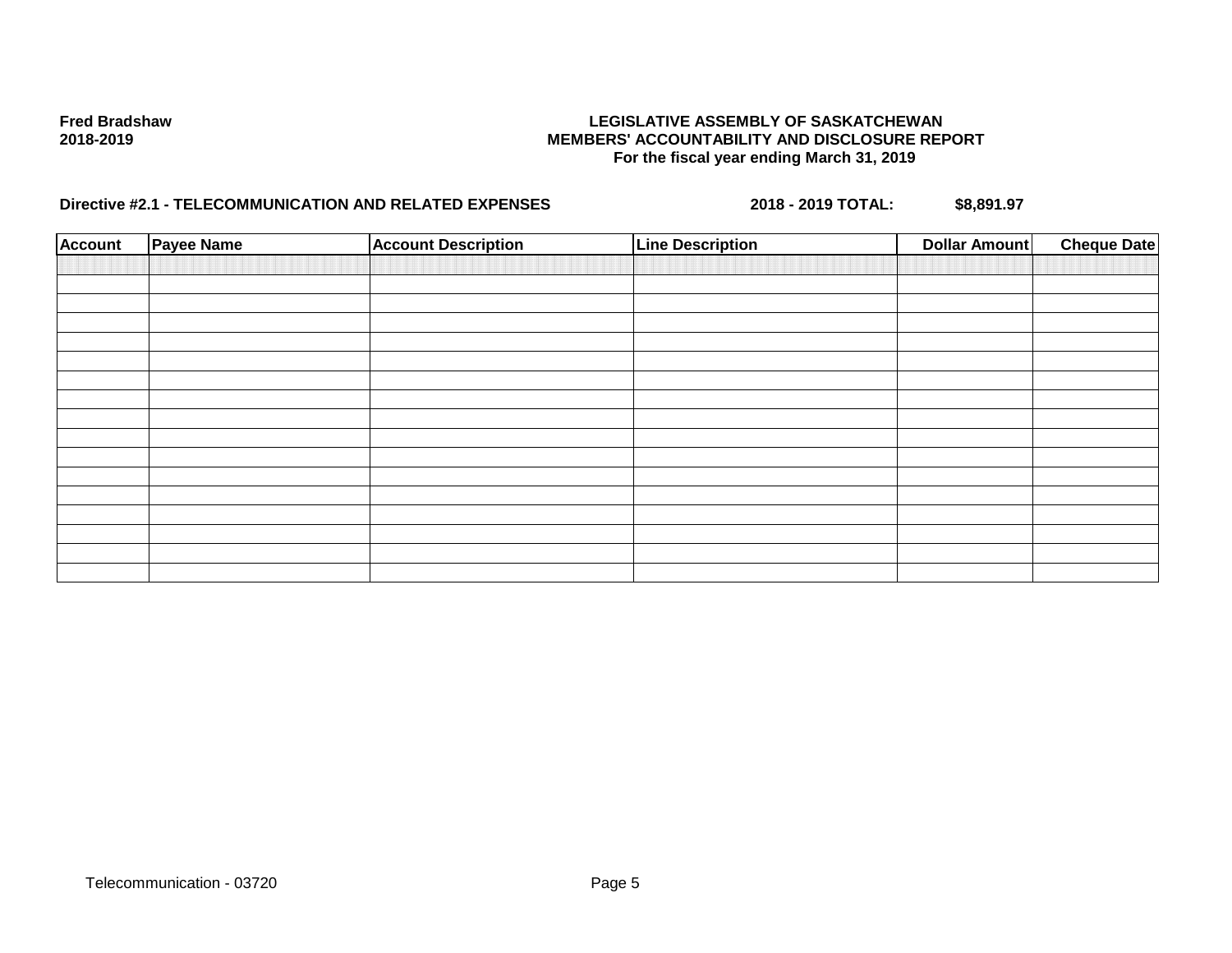**Fred Bradshaw**
**2018-2019**

**LEGISLATIVE ASSEMBLY OF SASKATCHEWAN**
**MEMBERS' ACCOUNTABILITY AND DISCLOSURE REPORT**
**For the fiscal year ending March 31, 2019**

**Directive #2.1 - TELECOMMUNICATION AND RELATED EXPENSES** **2018 - 2019 TOTAL:** **$8,891.97**

| Account | Payee Name | Account Description | Line Description | Dollar Amount | Cheque Date |
|---|---|---|---|---|---|
| | | | | | |
| | | | | | |
| | | | | | |
| | | | | | |
| | | | | | |
| | | | | | |
| | | | | | |
| | | | | | |
| | | | | | |
| | | | | | |
| | | | | | |
| | | | | | |
| | | | | | |
| | | | | | |
| | | | | | |
| | | | | | |
| | | | | | |

Telecommunication - 03720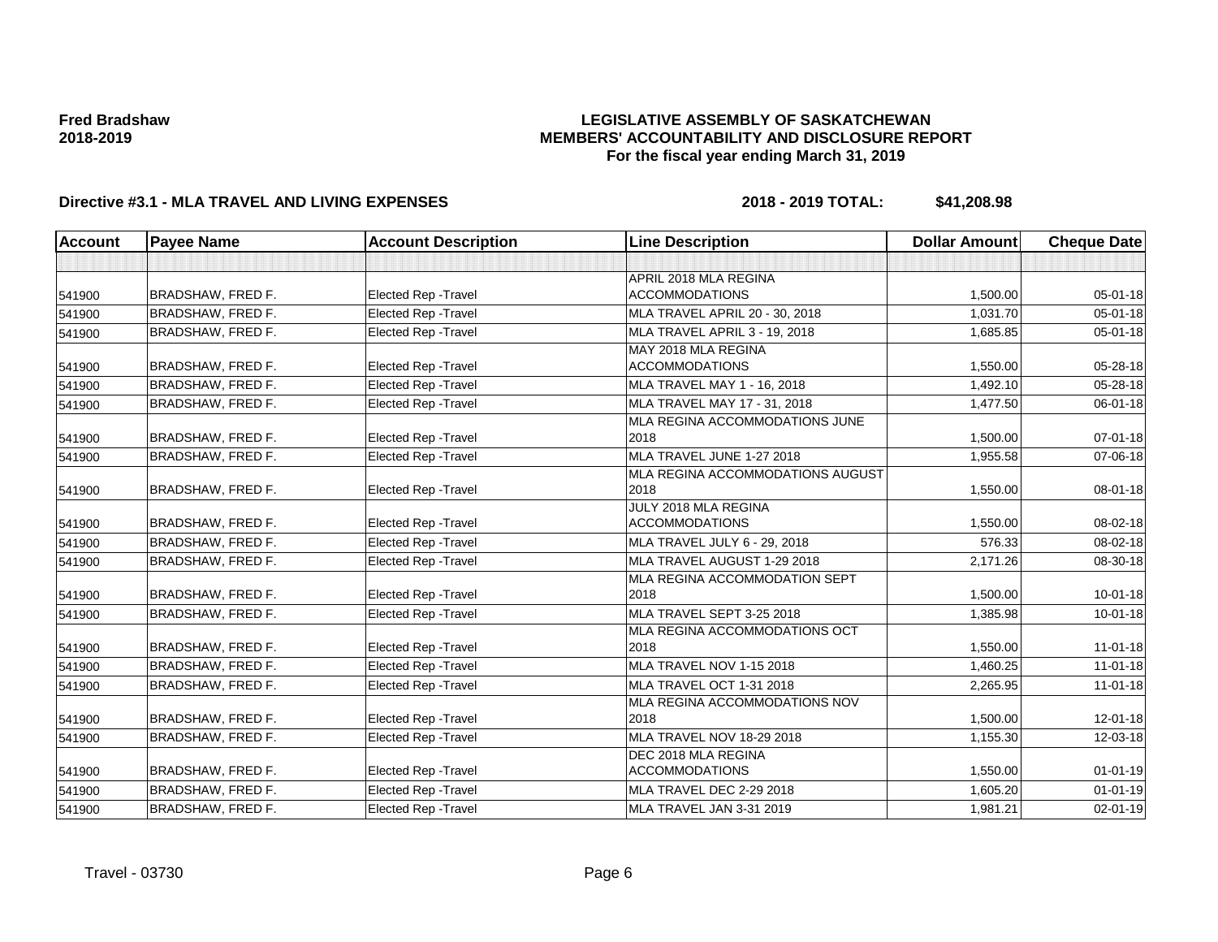**Fred Bradshaw**
**2018-2019**

**LEGISLATIVE ASSEMBLY OF SASKATCHEWAN**
**MEMBERS' ACCOUNTABILITY AND DISCLOSURE REPORT**
**For the fiscal year ending March 31, 2019**

**Directive #3.1 - MLA TRAVEL AND LIVING EXPENSES** **2018 - 2019 TOTAL: $41,208.98**

| Account | Payee Name | Account Description | Line Description | Dollar Amount | Cheque Date |
|---|---|---|---|---|---|
| | | | | | |
| 541900 | BRADSHAW, FRED F. | Elected Rep -Travel | APRIL 2018 MLA REGINA ACCOMMODATIONS | 1,500.00 | 05-01-18 |
| 541900 | BRADSHAW, FRED F. | Elected Rep -Travel | MLA TRAVEL APRIL 20 - 30, 2018 | 1,031.70 | 05-01-18 |
| 541900 | BRADSHAW, FRED F. | Elected Rep -Travel | MLA TRAVEL APRIL 3 - 19, 2018 | 1,685.85 | 05-01-18 |
| 541900 | BRADSHAW, FRED F. | Elected Rep -Travel | MAY 2018 MLA REGINA ACCOMMODATIONS | 1,550.00 | 05-28-18 |
| 541900 | BRADSHAW, FRED F. | Elected Rep -Travel | MLA TRAVEL MAY 1 - 16, 2018 | 1,492.10 | 05-28-18 |
| 541900 | BRADSHAW, FRED F. | Elected Rep -Travel | MLA TRAVEL MAY 17 - 31, 2018 | 1,477.50 | 06-01-18 |
| 541900 | BRADSHAW, FRED F. | Elected Rep -Travel | MLA REGINA ACCOMMODATIONS JUNE 2018 | 1,500.00 | 07-01-18 |
| 541900 | BRADSHAW, FRED F. | Elected Rep -Travel | MLA TRAVEL JUNE 1-27 2018 | 1,955.58 | 07-06-18 |
| 541900 | BRADSHAW, FRED F. | Elected Rep -Travel | MLA REGINA ACCOMMODATIONS AUGUST 2018 | 1,550.00 | 08-01-18 |
| 541900 | BRADSHAW, FRED F. | Elected Rep -Travel | JULY 2018 MLA REGINA ACCOMMODATIONS | 1,550.00 | 08-02-18 |
| 541900 | BRADSHAW, FRED F. | Elected Rep -Travel | MLA TRAVEL JULY 6 - 29, 2018 | 576.33 | 08-02-18 |
| 541900 | BRADSHAW, FRED F. | Elected Rep -Travel | MLA TRAVEL AUGUST 1-29 2018 | 2,171.26 | 08-30-18 |
| 541900 | BRADSHAW, FRED F. | Elected Rep -Travel | MLA REGINA ACCOMMODATION SEPT 2018 | 1,500.00 | 10-01-18 |
| 541900 | BRADSHAW, FRED F. | Elected Rep -Travel | MLA TRAVEL SEPT 3-25 2018 | 1,385.98 | 10-01-18 |
| 541900 | BRADSHAW, FRED F. | Elected Rep -Travel | MLA REGINA ACCOMMODATIONS OCT 2018 | 1,550.00 | 11-01-18 |
| 541900 | BRADSHAW, FRED F. | Elected Rep -Travel | MLA TRAVEL NOV 1-15 2018 | 1,460.25 | 11-01-18 |
| 541900 | BRADSHAW, FRED F. | Elected Rep -Travel | MLA TRAVEL OCT 1-31 2018 | 2,265.95 | 11-01-18 |
| 541900 | BRADSHAW, FRED F. | Elected Rep -Travel | MLA REGINA ACCOMMODATIONS NOV 2018 | 1,500.00 | 12-01-18 |
| 541900 | BRADSHAW, FRED F. | Elected Rep -Travel | MLA TRAVEL NOV 18-29 2018 | 1,155.30 | 12-03-18 |
| 541900 | BRADSHAW, FRED F. | Elected Rep -Travel | DEC 2018 MLA REGINA ACCOMMODATIONS | 1,550.00 | 01-01-19 |
| 541900 | BRADSHAW, FRED F. | Elected Rep -Travel | MLA TRAVEL DEC 2-29 2018 | 1,605.20 | 01-01-19 |
| 541900 | BRADSHAW, FRED F. | Elected Rep -Travel | MLA TRAVEL JAN 3-31 2019 | 1,981.21 | 02-01-19 |

Travel - 03730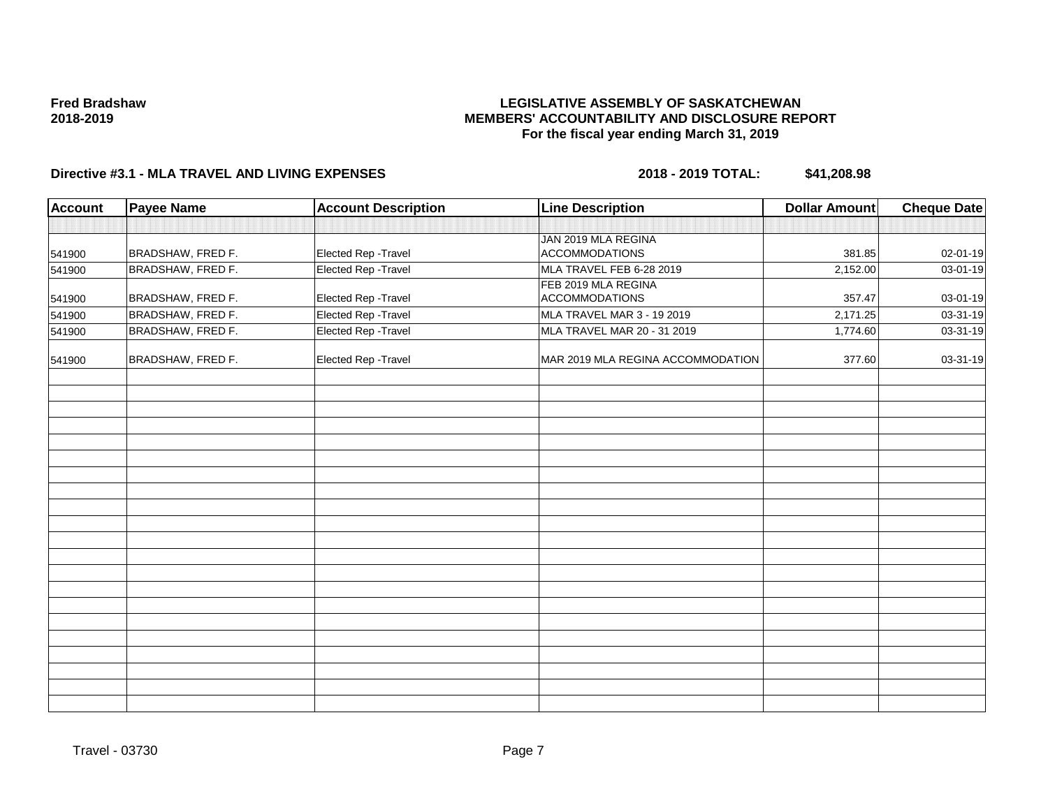**Fred Bradshaw**
**2018-2019**

**LEGISLATIVE ASSEMBLY OF SASKATCHEWAN**
**MEMBERS' ACCOUNTABILITY AND DISCLOSURE REPORT**
**For the fiscal year ending March 31, 2019**

**Directive #3.1 - MLA TRAVEL AND LIVING EXPENSES** **2018 - 2019 TOTAL: $41,208.98**

| Account | Payee Name | Account Description | Line Description | Dollar Amount | Cheque Date |
|---|---|---|---|---|---|
| | | | | | |
| 541900 | BRADSHAW, FRED F. | Elected Rep -Travel | JAN 2019 MLA REGINA ACCOMMODATIONS | 381.85 | 02-01-19 |
| 541900 | BRADSHAW, FRED F. | Elected Rep -Travel | MLA TRAVEL FEB 6-28 2019 | 2,152.00 | 03-01-19 |
| 541900 | BRADSHAW, FRED F. | Elected Rep -Travel | FEB 2019 MLA REGINA ACCOMMODATIONS | 357.47 | 03-01-19 |
| 541900 | BRADSHAW, FRED F. | Elected Rep -Travel | MLA TRAVEL MAR 3 - 19 2019 | 2,171.25 | 03-31-19 |
| 541900 | BRADSHAW, FRED F. | Elected Rep -Travel | MLA TRAVEL MAR 20 - 31 2019 | 1,774.60 | 03-31-19 |
| 541900 | BRADSHAW, FRED F. | Elected Rep -Travel | MAR 2019 MLA REGINA ACCOMMODATION | 377.60 | 03-31-19 |

Travel - 03730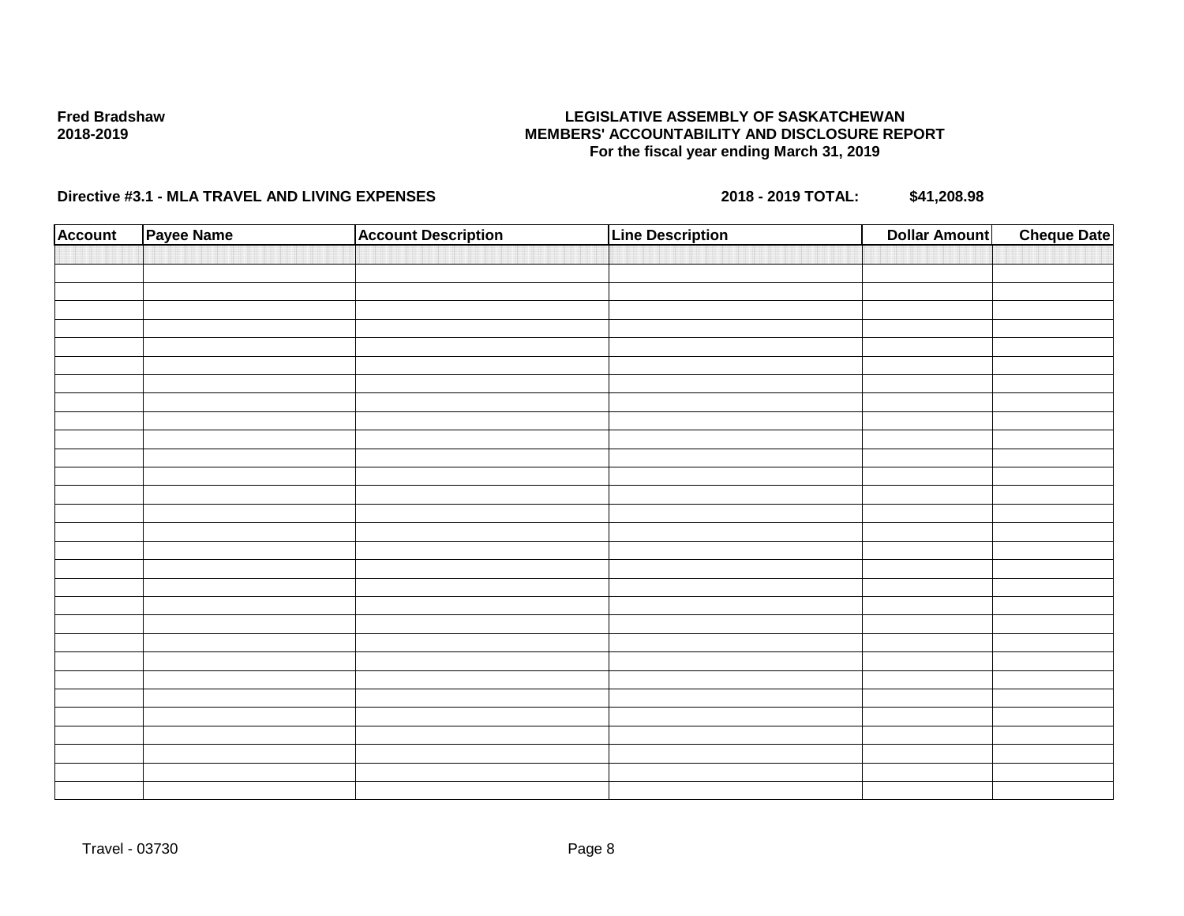**Fred Bradshaw**
**2018-2019**

**LEGISLATIVE ASSEMBLY OF SASKATCHEWAN**
**MEMBERS' ACCOUNTABILITY AND DISCLOSURE REPORT**
**For the fiscal year ending March 31, 2019**

**Directive #3.1 - MLA TRAVEL AND LIVING EXPENSES** **2018 - 2019 TOTAL: $41,208.98**

| Account | Payee Name | Account Description | Line Description | Dollar Amount | Cheque Date |
|---|---|---|---|---|---|
| | | | | | |

Travel - 03730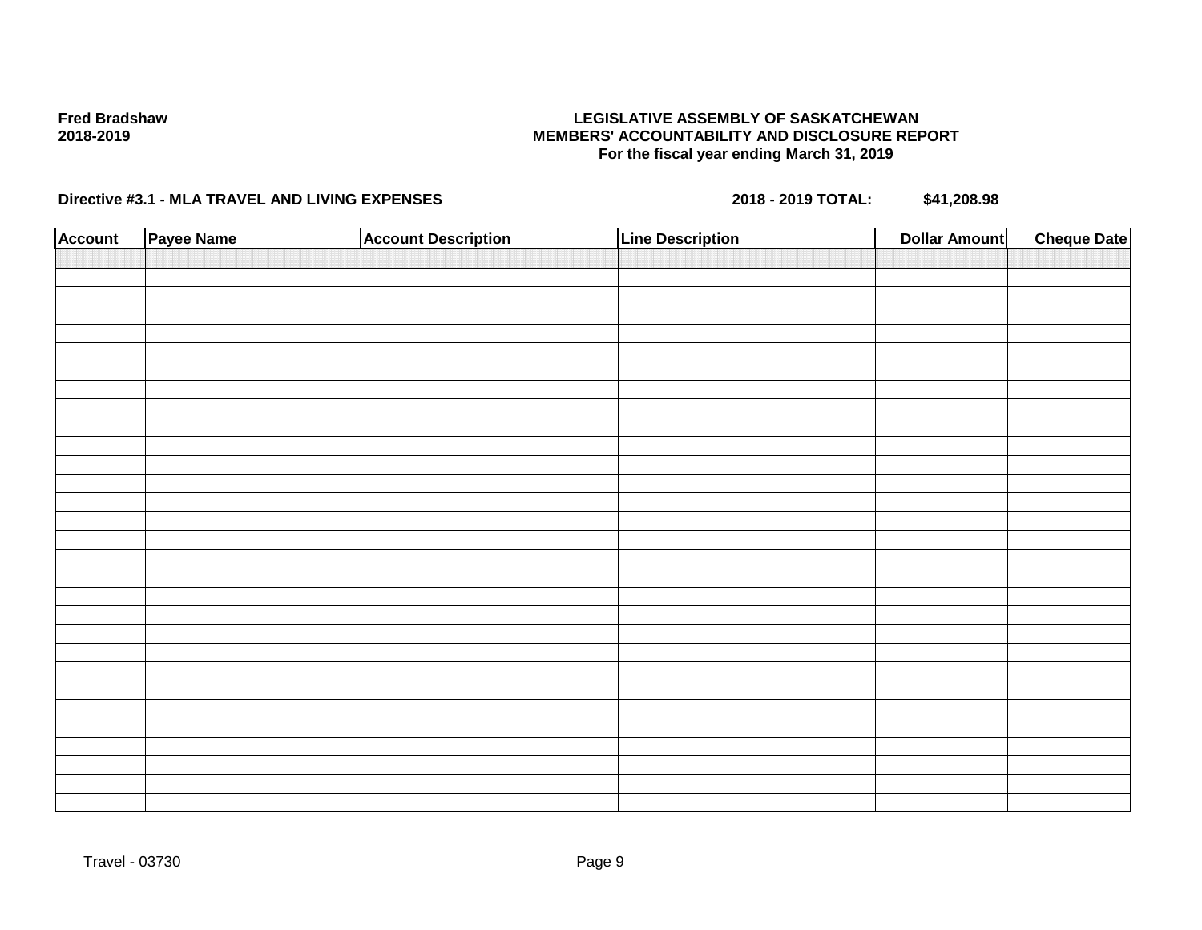**Fred Bradshaw**
**2018-2019**

**LEGISLATIVE ASSEMBLY OF SASKATCHEWAN**
**MEMBERS' ACCOUNTABILITY AND DISCLOSURE REPORT**
**For the fiscal year ending March 31, 2019**

**Directive #3.1 - MLA TRAVEL AND LIVING EXPENSES** **2018 - 2019 TOTAL:** **$41,208.98**

| Account | Payee Name | Account Description | Line Description | Dollar Amount | Cheque Date |
|---|---|---|---|---|---|
| | | | | | |

Travel - 03730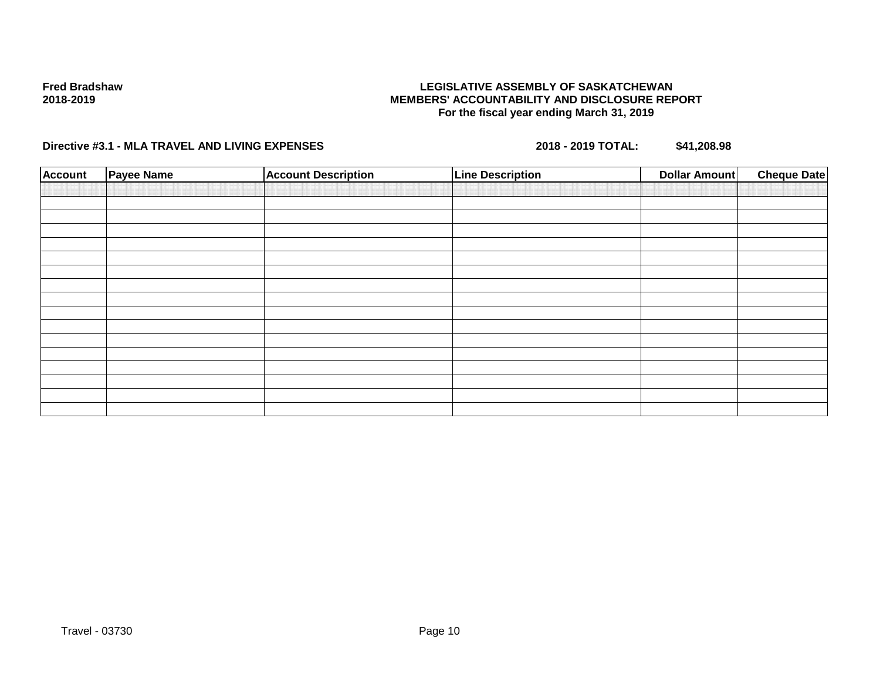**Fred Bradshaw**
**2018-2019**

**LEGISLATIVE ASSEMBLY OF SASKATCHEWAN**
**MEMBERS' ACCOUNTABILITY AND DISCLOSURE REPORT**
**For the fiscal year ending March 31, 2019**

**Directive #3.1 - MLA TRAVEL AND LIVING EXPENSES** **2018 - 2019 TOTAL: $41,208.98**

| Account | Payee Name | Account Description | Line Description | Dollar Amount | Cheque Date |
|---|---|---|---|---|---|
| | | | | | |
| | | | | | |
| | | | | | |
| | | | | | |
| | | | | | |
| | | | | | |
| | | | | | |
| | | | | | |
| | | | | | |
| | | | | | |
| | | | | | |
| | | | | | |
| | | | | | |
| | | | | | |
| | | | | | |
| | | | | | |
| | | | | | |

Travel - 03730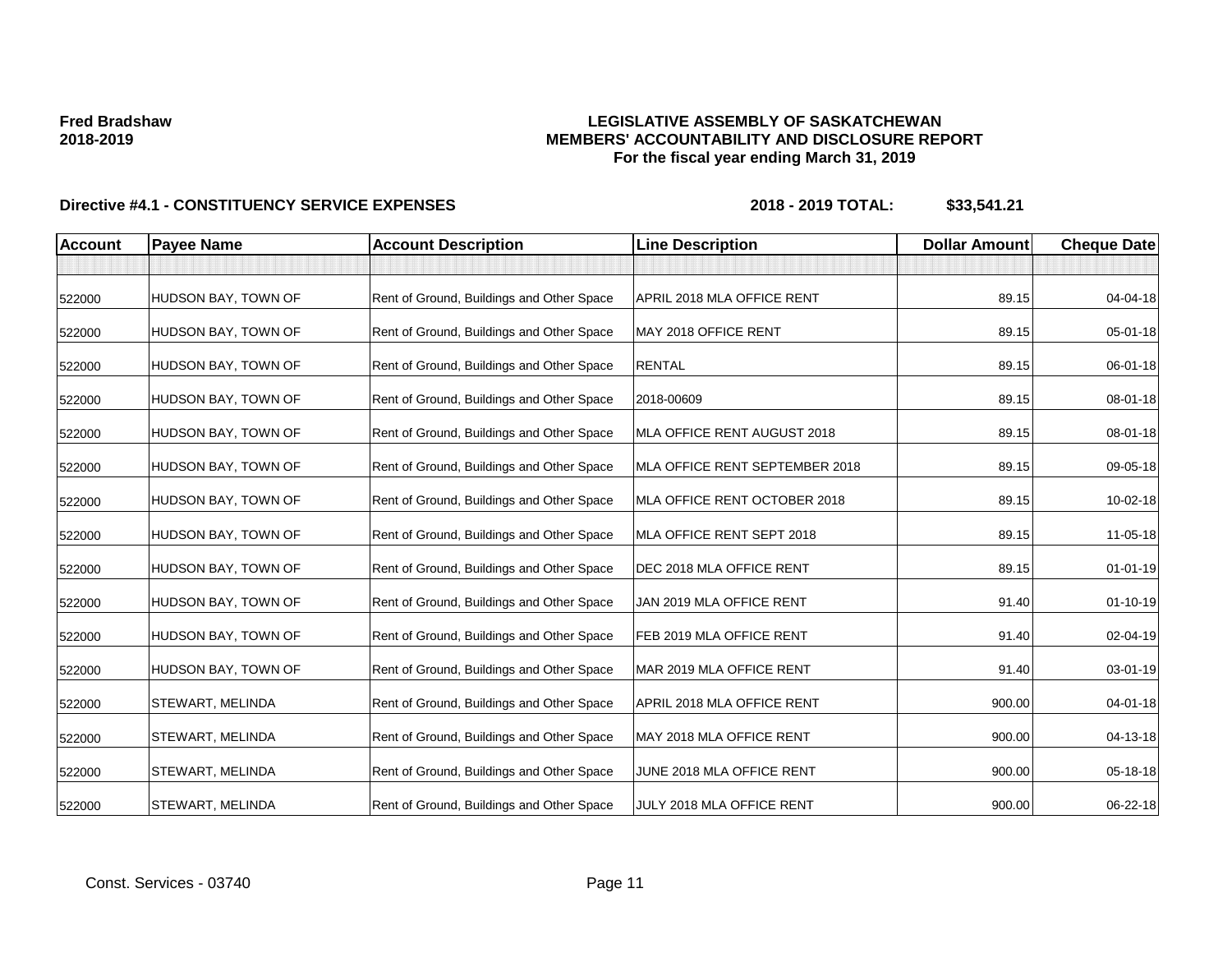**Fred Bradshaw**
**2018-2019**

**LEGISLATIVE ASSEMBLY OF SASKATCHEWAN**
**MEMBERS' ACCOUNTABILITY AND DISCLOSURE REPORT**
**For the fiscal year ending March 31, 2019**

**Directive #4.1 - CONSTITUENCY SERVICE EXPENSES** **2018 - 2019 TOTAL: $33,541.21**

| Account | Payee Name | Account Description | Line Description | Dollar Amount | Cheque Date |
|---|---|---|---|---|---|
| | | | | | |
| 522000 | HUDSON BAY, TOWN OF | Rent of Ground, Buildings and Other Space | APRIL 2018 MLA OFFICE RENT | 89.15 | 04-04-18 |
| 522000 | HUDSON BAY, TOWN OF | Rent of Ground, Buildings and Other Space | MAY 2018 OFFICE RENT | 89.15 | 05-01-18 |
| 522000 | HUDSON BAY, TOWN OF | Rent of Ground, Buildings and Other Space | RENTAL | 89.15 | 06-01-18 |
| 522000 | HUDSON BAY, TOWN OF | Rent of Ground, Buildings and Other Space | 2018-00609 | 89.15 | 08-01-18 |
| 522000 | HUDSON BAY, TOWN OF | Rent of Ground, Buildings and Other Space | MLA OFFICE RENT AUGUST 2018 | 89.15 | 08-01-18 |
| 522000 | HUDSON BAY, TOWN OF | Rent of Ground, Buildings and Other Space | MLA OFFICE RENT SEPTEMBER 2018 | 89.15 | 09-05-18 |
| 522000 | HUDSON BAY, TOWN OF | Rent of Ground, Buildings and Other Space | MLA OFFICE RENT OCTOBER 2018 | 89.15 | 10-02-18 |
| 522000 | HUDSON BAY, TOWN OF | Rent of Ground, Buildings and Other Space | MLA OFFICE RENT SEPT 2018 | 89.15 | 11-05-18 |
| 522000 | HUDSON BAY, TOWN OF | Rent of Ground, Buildings and Other Space | DEC 2018 MLA OFFICE RENT | 89.15 | 01-01-19 |
| 522000 | HUDSON BAY, TOWN OF | Rent of Ground, Buildings and Other Space | JAN 2019 MLA OFFICE RENT | 91.40 | 01-10-19 |
| 522000 | HUDSON BAY, TOWN OF | Rent of Ground, Buildings and Other Space | FEB 2019 MLA OFFICE RENT | 91.40 | 02-04-19 |
| 522000 | HUDSON BAY, TOWN OF | Rent of Ground, Buildings and Other Space | MAR 2019 MLA OFFICE RENT | 91.40 | 03-01-19 |
| 522000 | STEWART, MELINDA | Rent of Ground, Buildings and Other Space | APRIL 2018 MLA OFFICE RENT | 900.00 | 04-01-18 |
| 522000 | STEWART, MELINDA | Rent of Ground, Buildings and Other Space | MAY 2018 MLA OFFICE RENT | 900.00 | 04-13-18 |
| 522000 | STEWART, MELINDA | Rent of Ground, Buildings and Other Space | JUNE 2018 MLA OFFICE RENT | 900.00 | 05-18-18 |
| 522000 | STEWART, MELINDA | Rent of Ground, Buildings and Other Space | JULY 2018 MLA OFFICE RENT | 900.00 | 06-22-18 |

Const. Services - 03740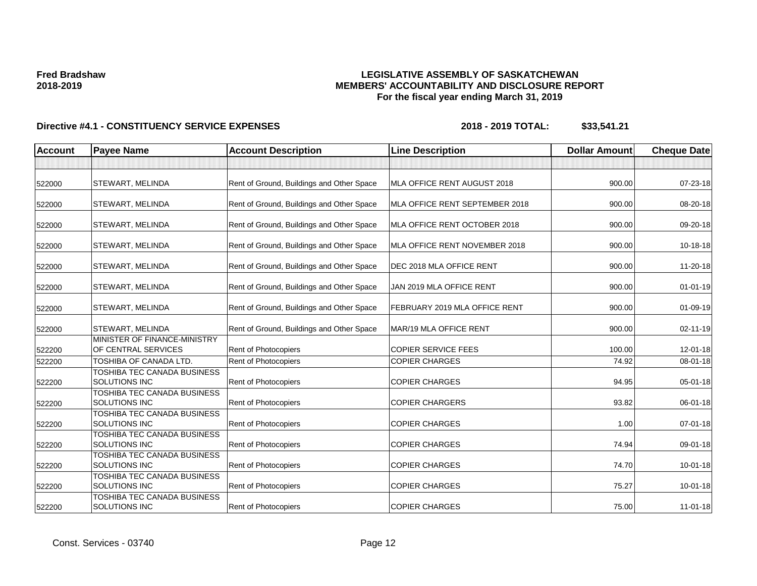**Fred Bradshaw**
**2018-2019**

**LEGISLATIVE ASSEMBLY OF SASKATCHEWAN**
**MEMBERS' ACCOUNTABILITY AND DISCLOSURE REPORT**
**For the fiscal year ending March 31, 2019**

**Directive #4.1 - CONSTITUENCY SERVICE EXPENSES** **2018 - 2019 TOTAL: $33,541.21**

| Account | Payee Name | Account Description | Line Description | Dollar Amount | Cheque Date |
|---|---|---|---|---|---|
| | | | | | |
| 522000 | STEWART, MELINDA | Rent of Ground, Buildings and Other Space | MLA OFFICE RENT AUGUST 2018 | 900.00 | 07-23-18 |
| 522000 | STEWART, MELINDA | Rent of Ground, Buildings and Other Space | MLA OFFICE RENT SEPTEMBER 2018 | 900.00 | 08-20-18 |
| 522000 | STEWART, MELINDA | Rent of Ground, Buildings and Other Space | MLA OFFICE RENT OCTOBER 2018 | 900.00 | 09-20-18 |
| 522000 | STEWART, MELINDA | Rent of Ground, Buildings and Other Space | MLA OFFICE RENT NOVEMBER 2018 | 900.00 | 10-18-18 |
| 522000 | STEWART, MELINDA | Rent of Ground, Buildings and Other Space | DEC 2018 MLA OFFICE RENT | 900.00 | 11-20-18 |
| 522000 | STEWART, MELINDA | Rent of Ground, Buildings and Other Space | JAN 2019 MLA OFFICE RENT | 900.00 | 01-01-19 |
| 522000 | STEWART, MELINDA | Rent of Ground, Buildings and Other Space | FEBRUARY 2019 MLA OFFICE RENT | 900.00 | 01-09-19 |
| 522000 | STEWART, MELINDA | Rent of Ground, Buildings and Other Space | MAR/19 MLA OFFICE RENT | 900.00 | 02-11-19 |
| 522200 | MINISTER OF FINANCE-MINISTRY OF CENTRAL SERVICES | Rent of Photocopiers | COPIER SERVICE FEES | 100.00 | 12-01-18 |
| 522200 | TOSHIBA OF CANADA LTD. | Rent of Photocopiers | COPIER CHARGES | 74.92 | 08-01-18 |
| 522200 | TOSHIBA TEC CANADA BUSINESS SOLUTIONS INC | Rent of Photocopiers | COPIER CHARGES | 94.95 | 05-01-18 |
| 522200 | TOSHIBA TEC CANADA BUSINESS SOLUTIONS INC | Rent of Photocopiers | COPIER CHARGERS | 93.82 | 06-01-18 |
| 522200 | TOSHIBA TEC CANADA BUSINESS SOLUTIONS INC | Rent of Photocopiers | COPIER CHARGES | 1.00 | 07-01-18 |
| 522200 | TOSHIBA TEC CANADA BUSINESS SOLUTIONS INC | Rent of Photocopiers | COPIER CHARGES | 74.94 | 09-01-18 |
| 522200 | TOSHIBA TEC CANADA BUSINESS SOLUTIONS INC | Rent of Photocopiers | COPIER CHARGES | 74.70 | 10-01-18 |
| 522200 | TOSHIBA TEC CANADA BUSINESS SOLUTIONS INC | Rent of Photocopiers | COPIER CHARGES | 75.27 | 10-01-18 |
| 522200 | TOSHIBA TEC CANADA BUSINESS SOLUTIONS INC | Rent of Photocopiers | COPIER CHARGES | 75.00 | 11-01-18 |

Const. Services - 03740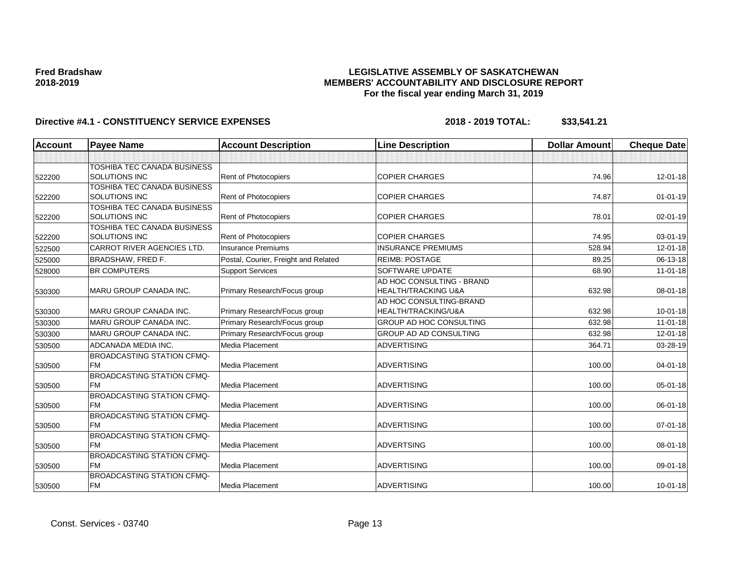**Fred Bradshaw**
**2018-2019**

**LEGISLATIVE ASSEMBLY OF SASKATCHEWAN**
**MEMBERS' ACCOUNTABILITY AND DISCLOSURE REPORT**
**For the fiscal year ending March 31, 2019**

**Directive #4.1 - CONSTITUENCY SERVICE EXPENSES** **2018 - 2019 TOTAL: $33,541.21**

| Account | Payee Name | Account Description | Line Description | Dollar Amount | Cheque Date |
|---|---|---|---|---|---|
| | | | | | |
| 522200 | TOSHIBA TEC CANADA BUSINESS SOLUTIONS INC | Rent of Photocopiers | COPIER CHARGES | 74.96 | 12-01-18 |
| 522200 | TOSHIBA TEC CANADA BUSINESS SOLUTIONS INC | Rent of Photocopiers | COPIER CHARGES | 74.87 | 01-01-19 |
| 522200 | TOSHIBA TEC CANADA BUSINESS SOLUTIONS INC | Rent of Photocopiers | COPIER CHARGES | 78.01 | 02-01-19 |
| 522200 | TOSHIBA TEC CANADA BUSINESS SOLUTIONS INC | Rent of Photocopiers | COPIER CHARGES | 74.95 | 03-01-19 |
| 522500 | CARROT RIVER AGENCIES LTD. | Insurance Premiums | INSURANCE PREMIUMS | 528.94 | 12-01-18 |
| 525000 | BRADSHAW, FRED F. | Postal, Courier, Freight and Related | REIMB: POSTAGE | 89.25 | 06-13-18 |
| 528000 | BR COMPUTERS | Support Services | SOFTWARE UPDATE | 68.90 | 11-01-18 |
| 530300 | MARU GROUP CANADA INC. | Primary Research/Focus group | AD HOC CONSULTING - BRAND HEALTH/TRACKING U&A | 632.98 | 08-01-18 |
| 530300 | MARU GROUP CANADA INC. | Primary Research/Focus group | AD HOC CONSULTING-BRAND HEALTH/TRACKING/U&A | 632.98 | 10-01-18 |
| 530300 | MARU GROUP CANADA INC. | Primary Research/Focus group | GROUP AD HOC CONSULTING | 632.98 | 11-01-18 |
| 530300 | MARU GROUP CANADA INC. | Primary Research/Focus group | GROUP AD AD CONSULTING | 632.98 | 12-01-18 |
| 530500 | ADCANADA MEDIA INC. | Media Placement | ADVERTISING | 364.71 | 03-28-19 |
| 530500 | BROADCASTING STATION CFMQ-FM | Media Placement | ADVERTISING | 100.00 | 04-01-18 |
| 530500 | BROADCASTING STATION CFMQ-FM | Media Placement | ADVERTISING | 100.00 | 05-01-18 |
| 530500 | BROADCASTING STATION CFMQ-FM | Media Placement | ADVERTISING | 100.00 | 06-01-18 |
| 530500 | BROADCASTING STATION CFMQ-FM | Media Placement | ADVERTISING | 100.00 | 07-01-18 |
| 530500 | BROADCASTING STATION CFMQ-FM | Media Placement | ADVERTSING | 100.00 | 08-01-18 |
| 530500 | BROADCASTING STATION CFMQ-FM | Media Placement | ADVERTISING | 100.00 | 09-01-18 |
| 530500 | BROADCASTING STATION CFMQ-FM | Media Placement | ADVERTISING | 100.00 | 10-01-18 |

Const. Services - 03740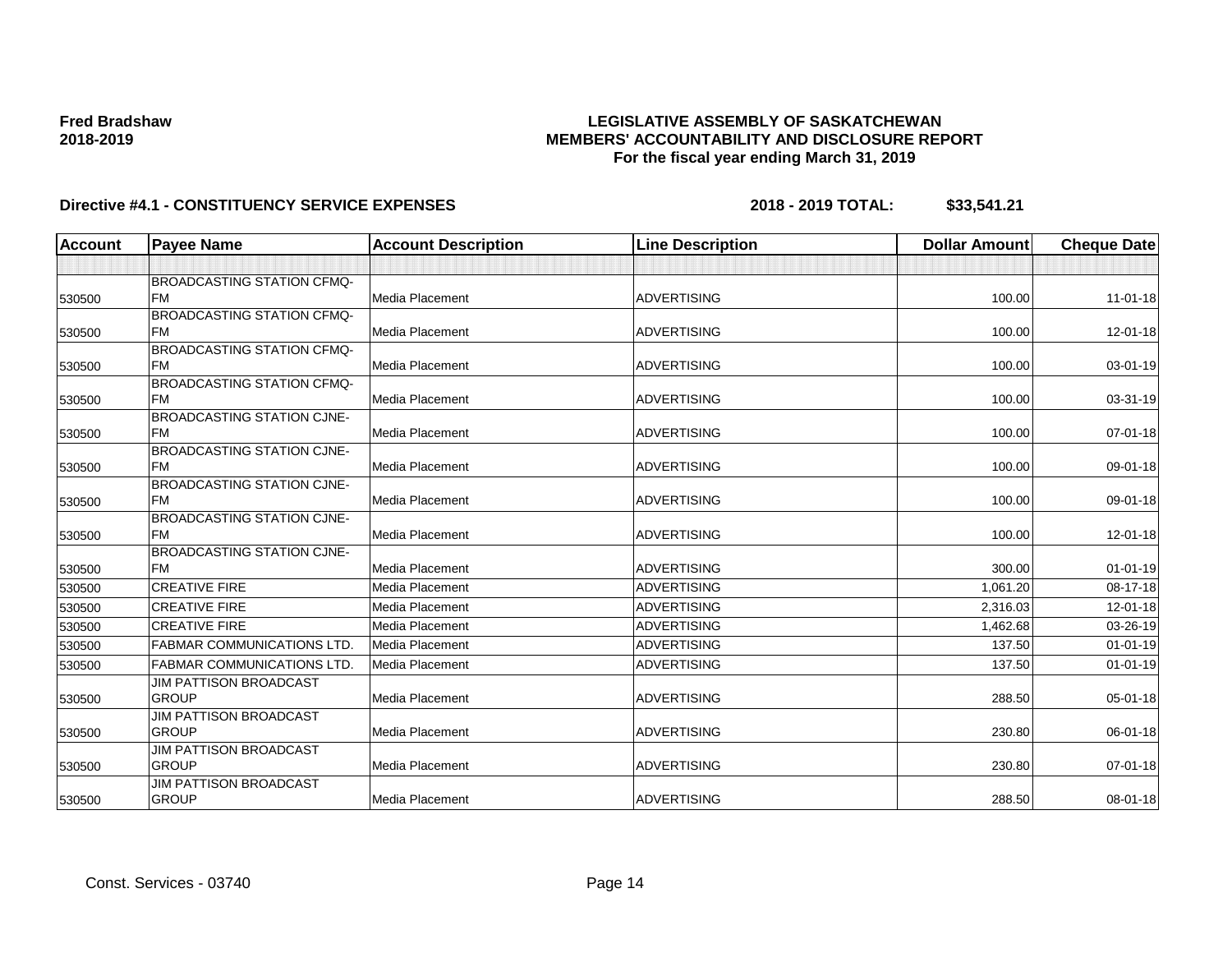**Fred Bradshaw**
**2018-2019**

**LEGISLATIVE ASSEMBLY OF SASKATCHEWAN**
**MEMBERS' ACCOUNTABILITY AND DISCLOSURE REPORT**
**For the fiscal year ending March 31, 2019**

**Directive #4.1 - CONSTITUENCY SERVICE EXPENSES** **2018 - 2019 TOTAL: $33,541.21**

| Account | Payee Name | Account Description | Line Description | Dollar Amount | Cheque Date |
|---|---|---|---|---|---|
| | | | | | |
| 530500 | BROADCASTING STATION CFMQ-FM | Media Placement | ADVERTISING | 100.00 | 11-01-18 |
| 530500 | BROADCASTING STATION CFMQ-FM | Media Placement | ADVERTISING | 100.00 | 12-01-18 |
| 530500 | BROADCASTING STATION CFMQ-FM | Media Placement | ADVERTISING | 100.00 | 03-01-19 |
| 530500 | BROADCASTING STATION CFMQ-FM | Media Placement | ADVERTISING | 100.00 | 03-31-19 |
| 530500 | BROADCASTING STATION CJNE-FM | Media Placement | ADVERTISING | 100.00 | 07-01-18 |
| 530500 | BROADCASTING STATION CJNE-FM | Media Placement | ADVERTISING | 100.00 | 09-01-18 |
| 530500 | BROADCASTING STATION CJNE-FM | Media Placement | ADVERTISING | 100.00 | 09-01-18 |
| 530500 | BROADCASTING STATION CJNE-FM | Media Placement | ADVERTISING | 100.00 | 12-01-18 |
| 530500 | BROADCASTING STATION CJNE-FM | Media Placement | ADVERTISING | 300.00 | 01-01-19 |
| 530500 | CREATIVE FIRE | Media Placement | ADVERTISING | 1,061.20 | 08-17-18 |
| 530500 | CREATIVE FIRE | Media Placement | ADVERTISING | 2,316.03 | 12-01-18 |
| 530500 | CREATIVE FIRE | Media Placement | ADVERTISING | 1,462.68 | 03-26-19 |
| 530500 | FABMAR COMMUNICATIONS LTD. | Media Placement | ADVERTISING | 137.50 | 01-01-19 |
| 530500 | FABMAR COMMUNICATIONS LTD. | Media Placement | ADVERTISING | 137.50 | 01-01-19 |
| 530500 | JIM PATTISON BROADCAST GROUP | Media Placement | ADVERTISING | 288.50 | 05-01-18 |
| 530500 | JIM PATTISON BROADCAST GROUP | Media Placement | ADVERTISING | 230.80 | 06-01-18 |
| 530500 | JIM PATTISON BROADCAST GROUP | Media Placement | ADVERTISING | 230.80 | 07-01-18 |
| 530500 | JIM PATTISON BROADCAST GROUP | Media Placement | ADVERTISING | 288.50 | 08-01-18 |

Const. Services - 03740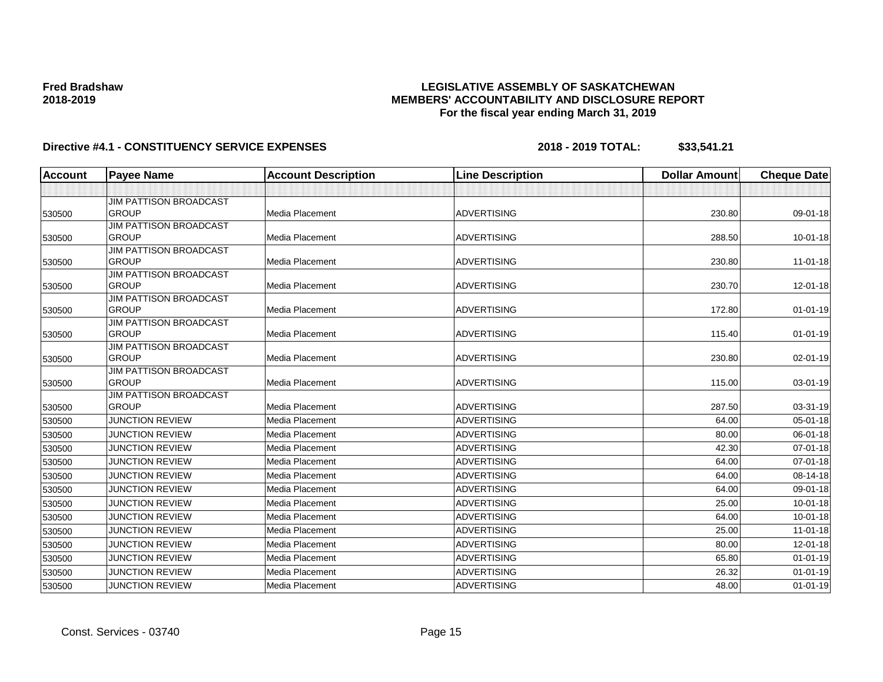**Fred Bradshaw**
**2018-2019**

**LEGISLATIVE ASSEMBLY OF SASKATCHEWAN**
**MEMBERS' ACCOUNTABILITY AND DISCLOSURE REPORT**
**For the fiscal year ending March 31, 2019**

**Directive #4.1 - CONSTITUENCY SERVICE EXPENSES** **2018 - 2019 TOTAL: $33,541.21**

| Account | Payee Name | Account Description | Line Description | Dollar Amount | Cheque Date |
|---|---|---|---|---|---|
| | | | | | |
| 530500 | JIM PATTISON BROADCAST GROUP | Media Placement | ADVERTISING | 230.80 | 09-01-18 |
| 530500 | JIM PATTISON BROADCAST GROUP | Media Placement | ADVERTISING | 288.50 | 10-01-18 |
| 530500 | JIM PATTISON BROADCAST GROUP | Media Placement | ADVERTISING | 230.80 | 11-01-18 |
| 530500 | JIM PATTISON BROADCAST GROUP | Media Placement | ADVERTISING | 230.70 | 12-01-18 |
| 530500 | JIM PATTISON BROADCAST GROUP | Media Placement | ADVERTISING | 172.80 | 01-01-19 |
| 530500 | JIM PATTISON BROADCAST GROUP | Media Placement | ADVERTISING | 115.40 | 01-01-19 |
| 530500 | JIM PATTISON BROADCAST GROUP | Media Placement | ADVERTISING | 230.80 | 02-01-19 |
| 530500 | JIM PATTISON BROADCAST GROUP | Media Placement | ADVERTISING | 115.00 | 03-01-19 |
| 530500 | JIM PATTISON BROADCAST GROUP | Media Placement | ADVERTISING | 287.50 | 03-31-19 |
| 530500 | JUNCTION REVIEW | Media Placement | ADVERTISING | 64.00 | 05-01-18 |
| 530500 | JUNCTION REVIEW | Media Placement | ADVERTISING | 80.00 | 06-01-18 |
| 530500 | JUNCTION REVIEW | Media Placement | ADVERTISING | 42.30 | 07-01-18 |
| 530500 | JUNCTION REVIEW | Media Placement | ADVERTISING | 64.00 | 07-01-18 |
| 530500 | JUNCTION REVIEW | Media Placement | ADVERTISING | 64.00 | 08-14-18 |
| 530500 | JUNCTION REVIEW | Media Placement | ADVERTISING | 64.00 | 09-01-18 |
| 530500 | JUNCTION REVIEW | Media Placement | ADVERTISING | 25.00 | 10-01-18 |
| 530500 | JUNCTION REVIEW | Media Placement | ADVERTISING | 64.00 | 10-01-18 |
| 530500 | JUNCTION REVIEW | Media Placement | ADVERTISING | 25.00 | 11-01-18 |
| 530500 | JUNCTION REVIEW | Media Placement | ADVERTISING | 80.00 | 12-01-18 |
| 530500 | JUNCTION REVIEW | Media Placement | ADVERTISING | 65.80 | 01-01-19 |
| 530500 | JUNCTION REVIEW | Media Placement | ADVERTISING | 26.32 | 01-01-19 |
| 530500 | JUNCTION REVIEW | Media Placement | ADVERTISING | 48.00 | 01-01-19 |

Const. Services - 03740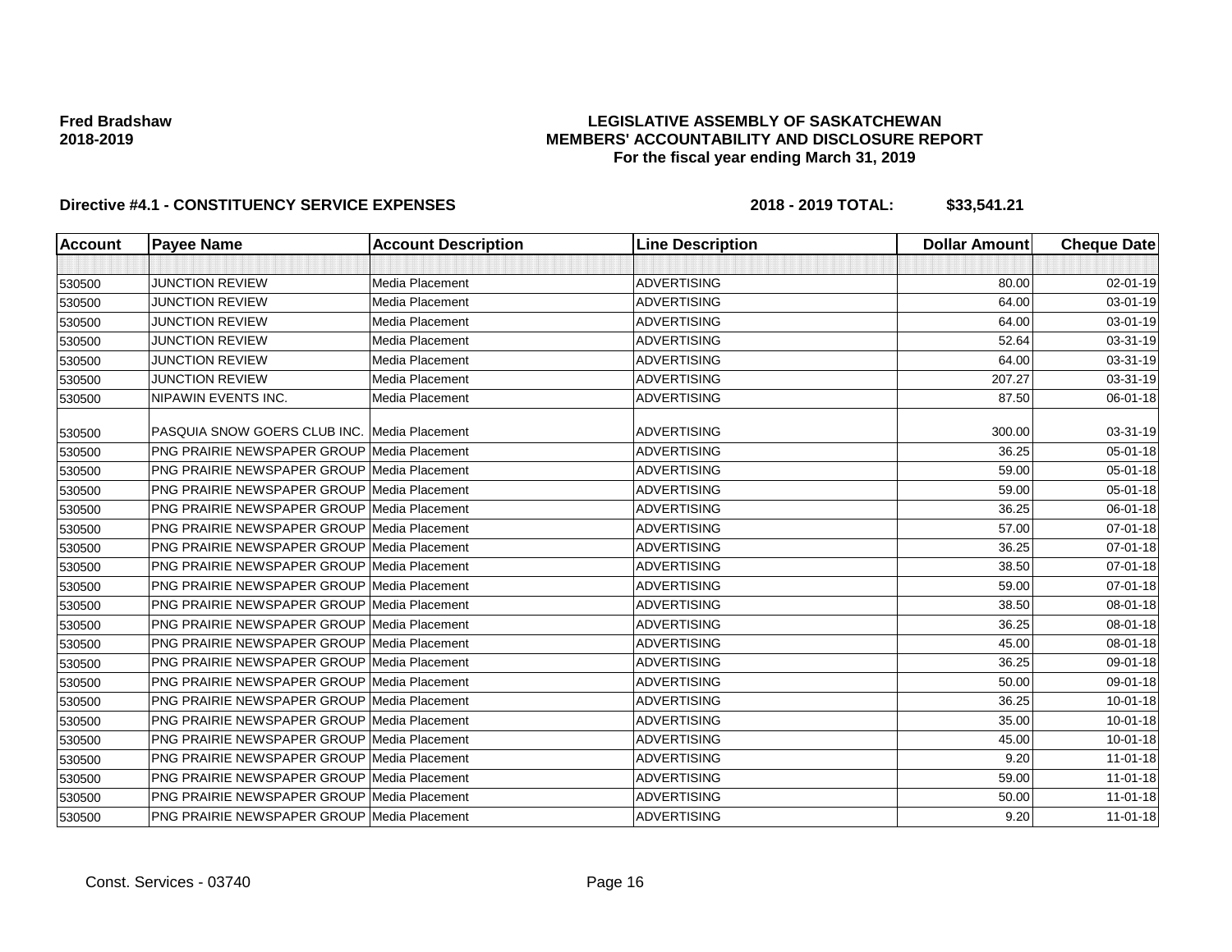**Fred Bradshaw**
**2018-2019**

# LEGISLATIVE ASSEMBLY OF SASKATCHEWAN
## MEMBERS' ACCOUNTABILITY AND DISCLOSURE REPORT
### For the fiscal year ending March 31, 2019

**Directive #4.1 - CONSTITUENCY SERVICE EXPENSES** **2018 - 2019 TOTAL: $33,541.21**

| Account | Payee Name | Account Description | Line Description | Dollar Amount | Cheque Date |
|---|---|---|---|---|---|
| | | | | | |
| 530500 | JUNCTION REVIEW | Media Placement | ADVERTISING | 80.00 | 02-01-19 |
| 530500 | JUNCTION REVIEW | Media Placement | ADVERTISING | 64.00 | 03-01-19 |
| 530500 | JUNCTION REVIEW | Media Placement | ADVERTISING | 64.00 | 03-01-19 |
| 530500 | JUNCTION REVIEW | Media Placement | ADVERTISING | 52.64 | 03-31-19 |
| 530500 | JUNCTION REVIEW | Media Placement | ADVERTISING | 64.00 | 03-31-19 |
| 530500 | JUNCTION REVIEW | Media Placement | ADVERTISING | 207.27 | 03-31-19 |
| 530500 | NIPAWIN EVENTS INC. | Media Placement | ADVERTISING | 87.50 | 06-01-18 |
| 530500 | PASQUIA SNOW GOERS CLUB INC. | Media Placement | ADVERTISING | 300.00 | 03-31-19 |
| 530500 | PNG PRAIRIE NEWSPAPER GROUP | Media Placement | ADVERTISING | 36.25 | 05-01-18 |
| 530500 | PNG PRAIRIE NEWSPAPER GROUP | Media Placement | ADVERTISING | 59.00 | 05-01-18 |
| 530500 | PNG PRAIRIE NEWSPAPER GROUP | Media Placement | ADVERTISING | 59.00 | 05-01-18 |
| 530500 | PNG PRAIRIE NEWSPAPER GROUP | Media Placement | ADVERTISING | 36.25 | 06-01-18 |
| 530500 | PNG PRAIRIE NEWSPAPER GROUP | Media Placement | ADVERTISING | 57.00 | 07-01-18 |
| 530500 | PNG PRAIRIE NEWSPAPER GROUP | Media Placement | ADVERTISING | 36.25 | 07-01-18 |
| 530500 | PNG PRAIRIE NEWSPAPER GROUP | Media Placement | ADVERTISING | 38.50 | 07-01-18 |
| 530500 | PNG PRAIRIE NEWSPAPER GROUP | Media Placement | ADVERTISING | 59.00 | 07-01-18 |
| 530500 | PNG PRAIRIE NEWSPAPER GROUP | Media Placement | ADVERTISING | 38.50 | 08-01-18 |
| 530500 | PNG PRAIRIE NEWSPAPER GROUP | Media Placement | ADVERTISING | 36.25 | 08-01-18 |
| 530500 | PNG PRAIRIE NEWSPAPER GROUP | Media Placement | ADVERTISING | 45.00 | 08-01-18 |
| 530500 | PNG PRAIRIE NEWSPAPER GROUP | Media Placement | ADVERTISING | 36.25 | 09-01-18 |
| 530500 | PNG PRAIRIE NEWSPAPER GROUP | Media Placement | ADVERTISING | 50.00 | 09-01-18 |
| 530500 | PNG PRAIRIE NEWSPAPER GROUP | Media Placement | ADVERTISING | 36.25 | 10-01-18 |
| 530500 | PNG PRAIRIE NEWSPAPER GROUP | Media Placement | ADVERTISING | 35.00 | 10-01-18 |
| 530500 | PNG PRAIRIE NEWSPAPER GROUP | Media Placement | ADVERTISING | 45.00 | 10-01-18 |
| 530500 | PNG PRAIRIE NEWSPAPER GROUP | Media Placement | ADVERTISING | 9.20 | 11-01-18 |
| 530500 | PNG PRAIRIE NEWSPAPER GROUP | Media Placement | ADVERTISING | 59.00 | 11-01-18 |
| 530500 | PNG PRAIRIE NEWSPAPER GROUP | Media Placement | ADVERTISING | 50.00 | 11-01-18 |
| 530500 | PNG PRAIRIE NEWSPAPER GROUP | Media Placement | ADVERTISING | 9.20 | 11-01-18 |

Const. Services - 03740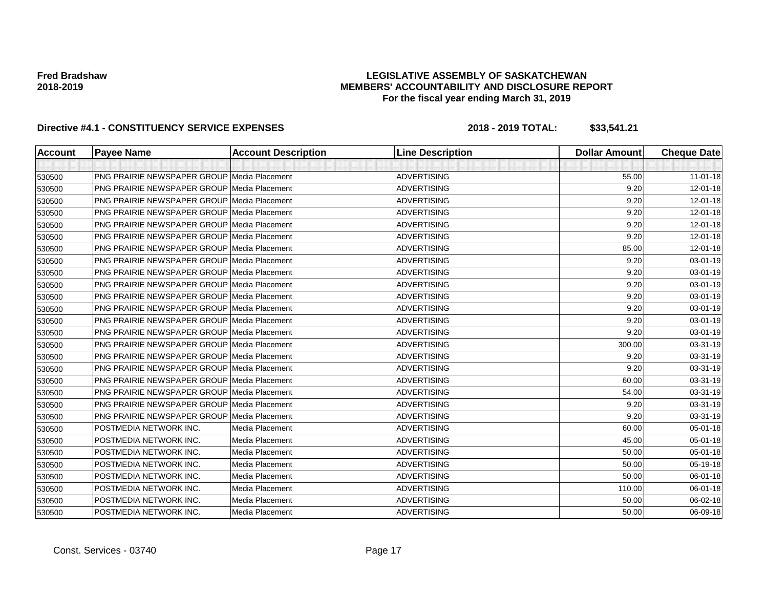**Fred Bradshaw**
**2018-2019**

**LEGISLATIVE ASSEMBLY OF SASKATCHEWAN**
**MEMBERS' ACCOUNTABILITY AND DISCLOSURE REPORT**
**For the fiscal year ending March 31, 2019**

**Directive #4.1 - CONSTITUENCY SERVICE EXPENSES** **2018 - 2019 TOTAL: $33,541.21**

| Account | Payee Name | Account Description | Line Description | Dollar Amount | Cheque Date |
|---|---|---|---|---|---|
| | | | | | |
| 530500 | PNG PRAIRIE NEWSPAPER GROUP | Media Placement | ADVERTISING | 55.00 | 11-01-18 |
| 530500 | PNG PRAIRIE NEWSPAPER GROUP | Media Placement | ADVERTISING | 9.20 | 12-01-18 |
| 530500 | PNG PRAIRIE NEWSPAPER GROUP | Media Placement | ADVERTISING | 9.20 | 12-01-18 |
| 530500 | PNG PRAIRIE NEWSPAPER GROUP | Media Placement | ADVERTISING | 9.20 | 12-01-18 |
| 530500 | PNG PRAIRIE NEWSPAPER GROUP | Media Placement | ADVERTISING | 9.20 | 12-01-18 |
| 530500 | PNG PRAIRIE NEWSPAPER GROUP | Media Placement | ADVERTISING | 9.20 | 12-01-18 |
| 530500 | PNG PRAIRIE NEWSPAPER GROUP | Media Placement | ADVERTISING | 85.00 | 12-01-18 |
| 530500 | PNG PRAIRIE NEWSPAPER GROUP | Media Placement | ADVERTISING | 9.20 | 03-01-19 |
| 530500 | PNG PRAIRIE NEWSPAPER GROUP | Media Placement | ADVERTISING | 9.20 | 03-01-19 |
| 530500 | PNG PRAIRIE NEWSPAPER GROUP | Media Placement | ADVERTISING | 9.20 | 03-01-19 |
| 530500 | PNG PRAIRIE NEWSPAPER GROUP | Media Placement | ADVERTISING | 9.20 | 03-01-19 |
| 530500 | PNG PRAIRIE NEWSPAPER GROUP | Media Placement | ADVERTISING | 9.20 | 03-01-19 |
| 530500 | PNG PRAIRIE NEWSPAPER GROUP | Media Placement | ADVERTISING | 9.20 | 03-01-19 |
| 530500 | PNG PRAIRIE NEWSPAPER GROUP | Media Placement | ADVERTISING | 9.20 | 03-01-19 |
| 530500 | PNG PRAIRIE NEWSPAPER GROUP | Media Placement | ADVERTISING | 300.00 | 03-31-19 |
| 530500 | PNG PRAIRIE NEWSPAPER GROUP | Media Placement | ADVERTISING | 9.20 | 03-31-19 |
| 530500 | PNG PRAIRIE NEWSPAPER GROUP | Media Placement | ADVERTISING | 9.20 | 03-31-19 |
| 530500 | PNG PRAIRIE NEWSPAPER GROUP | Media Placement | ADVERTISING | 60.00 | 03-31-19 |
| 530500 | PNG PRAIRIE NEWSPAPER GROUP | Media Placement | ADVERTISING | 54.00 | 03-31-19 |
| 530500 | PNG PRAIRIE NEWSPAPER GROUP | Media Placement | ADVERTISING | 9.20 | 03-31-19 |
| 530500 | PNG PRAIRIE NEWSPAPER GROUP | Media Placement | ADVERTISING | 9.20 | 03-31-19 |
| 530500 | POSTMEDIA NETWORK INC. | Media Placement | ADVERTISING | 60.00 | 05-01-18 |
| 530500 | POSTMEDIA NETWORK INC. | Media Placement | ADVERTISING | 45.00 | 05-01-18 |
| 530500 | POSTMEDIA NETWORK INC. | Media Placement | ADVERTISING | 50.00 | 05-01-18 |
| 530500 | POSTMEDIA NETWORK INC. | Media Placement | ADVERTISING | 50.00 | 05-19-18 |
| 530500 | POSTMEDIA NETWORK INC. | Media Placement | ADVERTISING | 50.00 | 06-01-18 |
| 530500 | POSTMEDIA NETWORK INC. | Media Placement | ADVERTISING | 110.00 | 06-01-18 |
| 530500 | POSTMEDIA NETWORK INC. | Media Placement | ADVERTISING | 50.00 | 06-02-18 |
| 530500 | POSTMEDIA NETWORK INC. | Media Placement | ADVERTISING | 50.00 | 06-09-18 |

Const. Services - 03740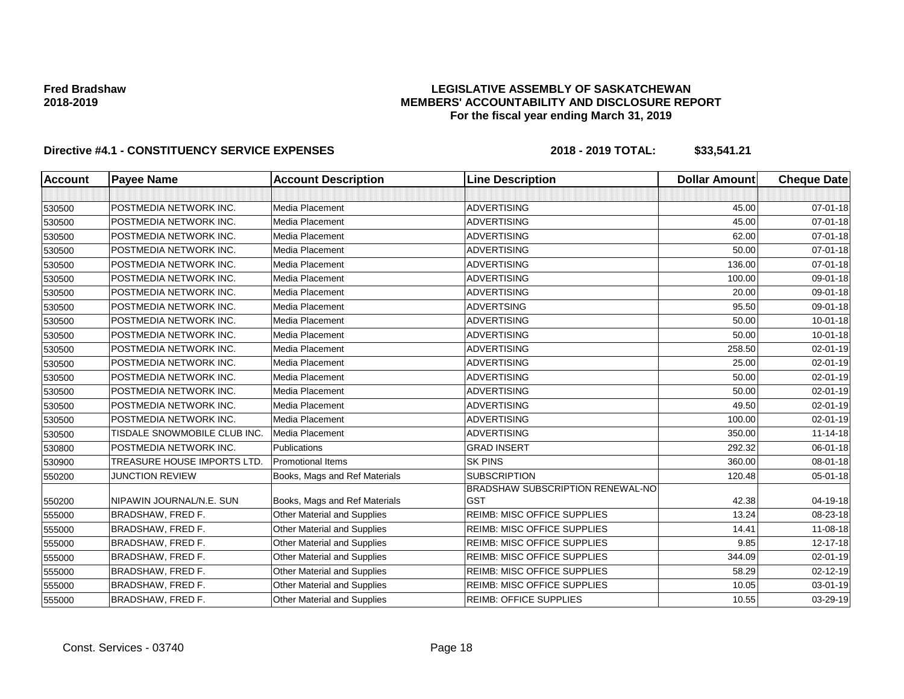**Fred Bradshaw**
**2018-2019**

**LEGISLATIVE ASSEMBLY OF SASKATCHEWAN**
**MEMBERS' ACCOUNTABILITY AND DISCLOSURE REPORT**
**For the fiscal year ending March 31, 2019**

**Directive #4.1 - CONSTITUENCY SERVICE EXPENSES** **2018 - 2019 TOTAL: $33,541.21**

| Account | Payee Name | Account Description | Line Description | Dollar Amount | Cheque Date |
|---|---|---|---|---|---|
| | | | | | |
| 530500 | POSTMEDIA NETWORK INC. | Media Placement | ADVERTISING | 45.00 | 07-01-18 |
| 530500 | POSTMEDIA NETWORK INC. | Media Placement | ADVERTISING | 45.00 | 07-01-18 |
| 530500 | POSTMEDIA NETWORK INC. | Media Placement | ADVERTISING | 62.00 | 07-01-18 |
| 530500 | POSTMEDIA NETWORK INC. | Media Placement | ADVERTISING | 50.00 | 07-01-18 |
| 530500 | POSTMEDIA NETWORK INC. | Media Placement | ADVERTISING | 136.00 | 07-01-18 |
| 530500 | POSTMEDIA NETWORK INC. | Media Placement | ADVERTISING | 100.00 | 09-01-18 |
| 530500 | POSTMEDIA NETWORK INC. | Media Placement | ADVERTISING | 20.00 | 09-01-18 |
| 530500 | POSTMEDIA NETWORK INC. | Media Placement | ADVERTSING | 95.50 | 09-01-18 |
| 530500 | POSTMEDIA NETWORK INC. | Media Placement | ADVERTISING | 50.00 | 10-01-18 |
| 530500 | POSTMEDIA NETWORK INC. | Media Placement | ADVERTISING | 50.00 | 10-01-18 |
| 530500 | POSTMEDIA NETWORK INC. | Media Placement | ADVERTISING | 258.50 | 02-01-19 |
| 530500 | POSTMEDIA NETWORK INC. | Media Placement | ADVERTISING | 25.00 | 02-01-19 |
| 530500 | POSTMEDIA NETWORK INC. | Media Placement | ADVERTISING | 50.00 | 02-01-19 |
| 530500 | POSTMEDIA NETWORK INC. | Media Placement | ADVERTISING | 50.00 | 02-01-19 |
| 530500 | POSTMEDIA NETWORK INC. | Media Placement | ADVERTISING | 49.50 | 02-01-19 |
| 530500 | POSTMEDIA NETWORK INC. | Media Placement | ADVERTISING | 100.00 | 02-01-19 |
| 530500 | TISDALE SNOWMOBILE CLUB INC. | Media Placement | ADVERTISING | 350.00 | 11-14-18 |
| 530800 | POSTMEDIA NETWORK INC. | Publications | GRAD INSERT | 292.32 | 06-01-18 |
| 530900 | TREASURE HOUSE IMPORTS LTD. | Promotional Items | SK PINS | 360.00 | 08-01-18 |
| 550200 | JUNCTION REVIEW | Books, Mags and Ref Materials | SUBSCRIPTION | 120.48 | 05-01-18 |
| 550200 | NIPAWIN JOURNAL/N.E. SUN | Books, Mags and Ref Materials | BRADSHAW SUBSCRIPTION RENEWAL-NO GST | 42.38 | 04-19-18 |
| 555000 | BRADSHAW, FRED F. | Other Material and Supplies | REIMB: MISC OFFICE SUPPLIES | 13.24 | 08-23-18 |
| 555000 | BRADSHAW, FRED F. | Other Material and Supplies | REIMB: MISC OFFICE SUPPLIES | 14.41 | 11-08-18 |
| 555000 | BRADSHAW, FRED F. | Other Material and Supplies | REIMB: MISC OFFICE SUPPLIES | 9.85 | 12-17-18 |
| 555000 | BRADSHAW, FRED F. | Other Material and Supplies | REIMB: MISC OFFICE SUPPLIES | 344.09 | 02-01-19 |
| 555000 | BRADSHAW, FRED F. | Other Material and Supplies | REIMB: MISC OFFICE SUPPLIES | 58.29 | 02-12-19 |
| 555000 | BRADSHAW, FRED F. | Other Material and Supplies | REIMB: MISC OFFICE SUPPLIES | 10.05 | 03-01-19 |
| 555000 | BRADSHAW, FRED F. | Other Material and Supplies | REIMB: OFFICE SUPPLIES | 10.55 | 03-29-19 |

Const. Services - 03740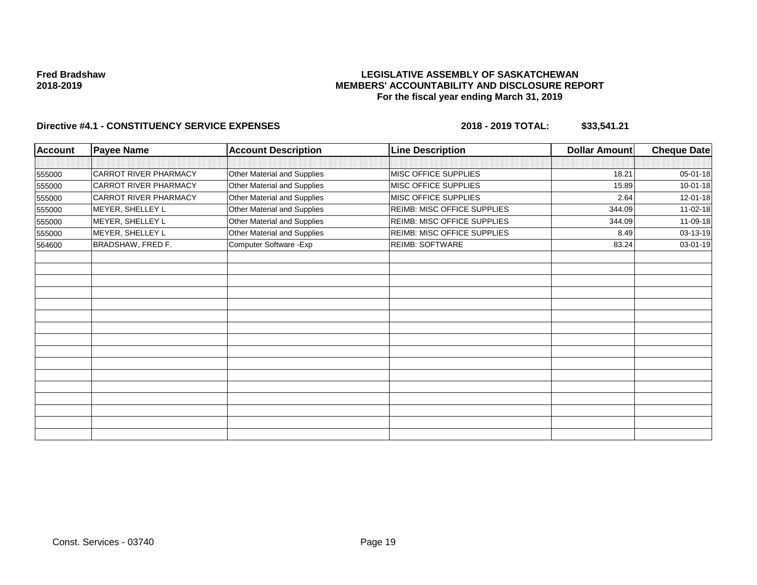**Fred Bradshaw**
**2018-2019**

**LEGISLATIVE ASSEMBLY OF SASKATCHEWAN**
**MEMBERS' ACCOUNTABILITY AND DISCLOSURE REPORT**
**For the fiscal year ending March 31, 2019**

**Directive #4.1 - CONSTITUENCY SERVICE EXPENSES** **2018 - 2019 TOTAL: $33,541.21**

| Account | Payee Name | Account Description | Line Description | Dollar Amount | Cheque Date |
|---|---|---|---|---|---|
| 555000 | CARROT RIVER PHARMACY | Other Material and Supplies | MISC OFFICE SUPPLIES | 18.21 | 05-01-18 |
| 555000 | CARROT RIVER PHARMACY | Other Material and Supplies | MISC OFFICE SUPPLIES | 15.89 | 10-01-18 |
| 555000 | CARROT RIVER PHARMACY | Other Material and Supplies | MISC OFFICE SUPPLIES | 2.64 | 12-01-18 |
| 555000 | MEYER, SHELLEY L | Other Material and Supplies | REIMB: MISC OFFICE SUPPLIES | 344.09 | 11-02-18 |
| 555000 | MEYER, SHELLEY L | Other Material and Supplies | REIMB: MISC OFFICE SUPPLIES | 344.09 | 11-09-18 |
| 555000 | MEYER, SHELLEY L | Other Material and Supplies | REIMB: MISC OFFICE SUPPLIES | 8.49 | 03-13-19 |
| 564600 | BRADSHAW, FRED F. | Computer Software -Exp | REIMB: SOFTWARE | 83.24 | 03-01-19 |

Const. Services - 03740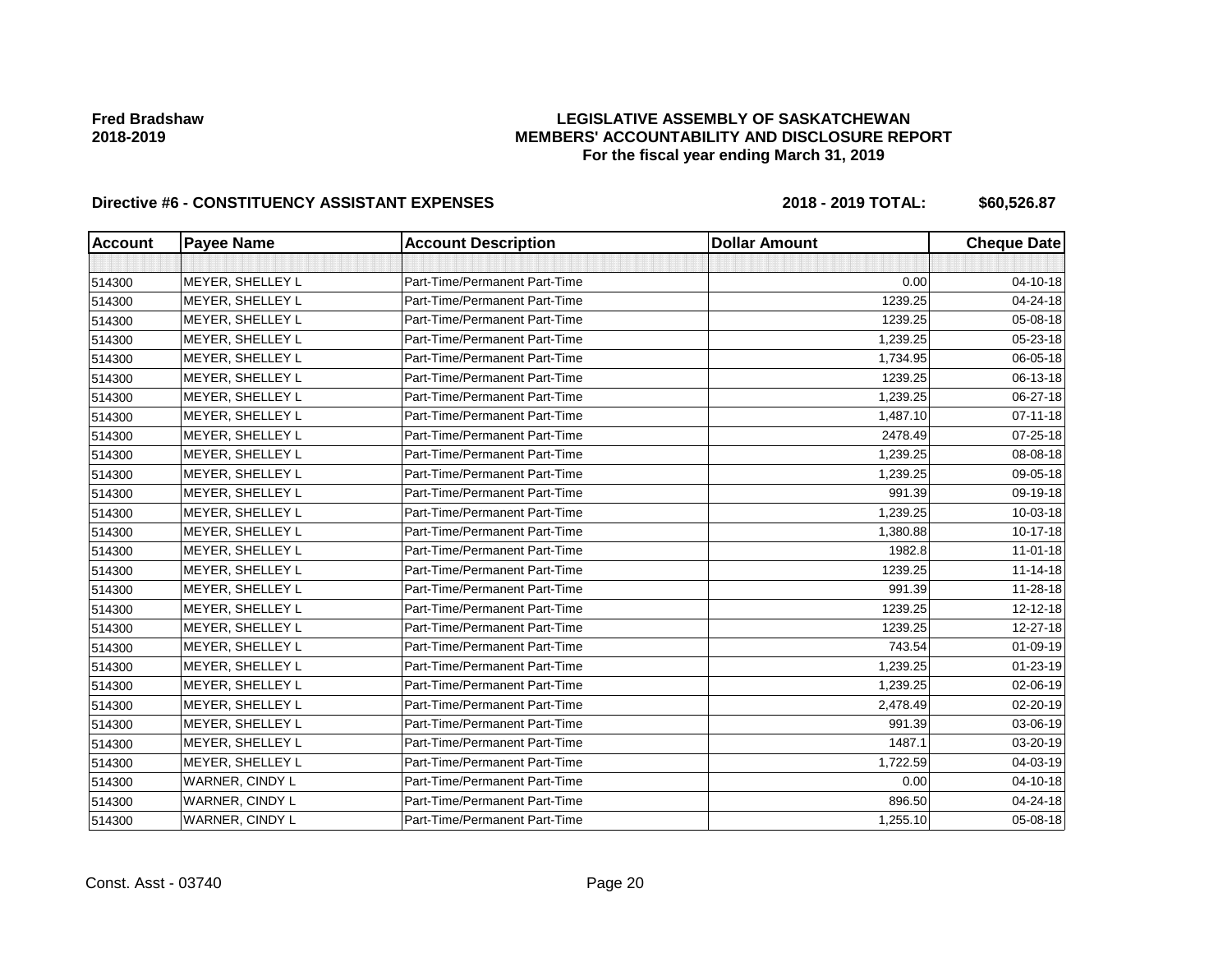**Fred Bradshaw**
**2018-2019**

**LEGISLATIVE ASSEMBLY OF SASKATCHEWAN**
**MEMBERS' ACCOUNTABILITY AND DISCLOSURE REPORT**
**For the fiscal year ending March 31, 2019**

**Directive #6 - CONSTITUENCY ASSISTANT EXPENSES** **2018 - 2019 TOTAL: $60,526.87**

| Account | Payee Name | Account Description | Dollar Amount | Cheque Date |
|---|---|---|---|---|
| | | | | |
| 514300 | MEYER, SHELLEY L | Part-Time/Permanent Part-Time | 0.00 | 04-10-18 |
| 514300 | MEYER, SHELLEY L | Part-Time/Permanent Part-Time | 1239.25 | 04-24-18 |
| 514300 | MEYER, SHELLEY L | Part-Time/Permanent Part-Time | 1239.25 | 05-08-18 |
| 514300 | MEYER, SHELLEY L | Part-Time/Permanent Part-Time | 1,239.25 | 05-23-18 |
| 514300 | MEYER, SHELLEY L | Part-Time/Permanent Part-Time | 1,734.95 | 06-05-18 |
| 514300 | MEYER, SHELLEY L | Part-Time/Permanent Part-Time | 1239.25 | 06-13-18 |
| 514300 | MEYER, SHELLEY L | Part-Time/Permanent Part-Time | 1,239.25 | 06-27-18 |
| 514300 | MEYER, SHELLEY L | Part-Time/Permanent Part-Time | 1,487.10 | 07-11-18 |
| 514300 | MEYER, SHELLEY L | Part-Time/Permanent Part-Time | 2478.49 | 07-25-18 |
| 514300 | MEYER, SHELLEY L | Part-Time/Permanent Part-Time | 1,239.25 | 08-08-18 |
| 514300 | MEYER, SHELLEY L | Part-Time/Permanent Part-Time | 1,239.25 | 09-05-18 |
| 514300 | MEYER, SHELLEY L | Part-Time/Permanent Part-Time | 991.39 | 09-19-18 |
| 514300 | MEYER, SHELLEY L | Part-Time/Permanent Part-Time | 1,239.25 | 10-03-18 |
| 514300 | MEYER, SHELLEY L | Part-Time/Permanent Part-Time | 1,380.88 | 10-17-18 |
| 514300 | MEYER, SHELLEY L | Part-Time/Permanent Part-Time | 1982.8 | 11-01-18 |
| 514300 | MEYER, SHELLEY L | Part-Time/Permanent Part-Time | 1239.25 | 11-14-18 |
| 514300 | MEYER, SHELLEY L | Part-Time/Permanent Part-Time | 991.39 | 11-28-18 |
| 514300 | MEYER, SHELLEY L | Part-Time/Permanent Part-Time | 1239.25 | 12-12-18 |
| 514300 | MEYER, SHELLEY L | Part-Time/Permanent Part-Time | 1239.25 | 12-27-18 |
| 514300 | MEYER, SHELLEY L | Part-Time/Permanent Part-Time | 743.54 | 01-09-19 |
| 514300 | MEYER, SHELLEY L | Part-Time/Permanent Part-Time | 1,239.25 | 01-23-19 |
| 514300 | MEYER, SHELLEY L | Part-Time/Permanent Part-Time | 1,239.25 | 02-06-19 |
| 514300 | MEYER, SHELLEY L | Part-Time/Permanent Part-Time | 2,478.49 | 02-20-19 |
| 514300 | MEYER, SHELLEY L | Part-Time/Permanent Part-Time | 991.39 | 03-06-19 |
| 514300 | MEYER, SHELLEY L | Part-Time/Permanent Part-Time | 1487.1 | 03-20-19 |
| 514300 | MEYER, SHELLEY L | Part-Time/Permanent Part-Time | 1,722.59 | 04-03-19 |
| 514300 | WARNER, CINDY L | Part-Time/Permanent Part-Time | 0.00 | 04-10-18 |
| 514300 | WARNER, CINDY L | Part-Time/Permanent Part-Time | 896.50 | 04-24-18 |
| 514300 | WARNER, CINDY L | Part-Time/Permanent Part-Time | 1,255.10 | 05-08-18 |

Const. Asst - 03740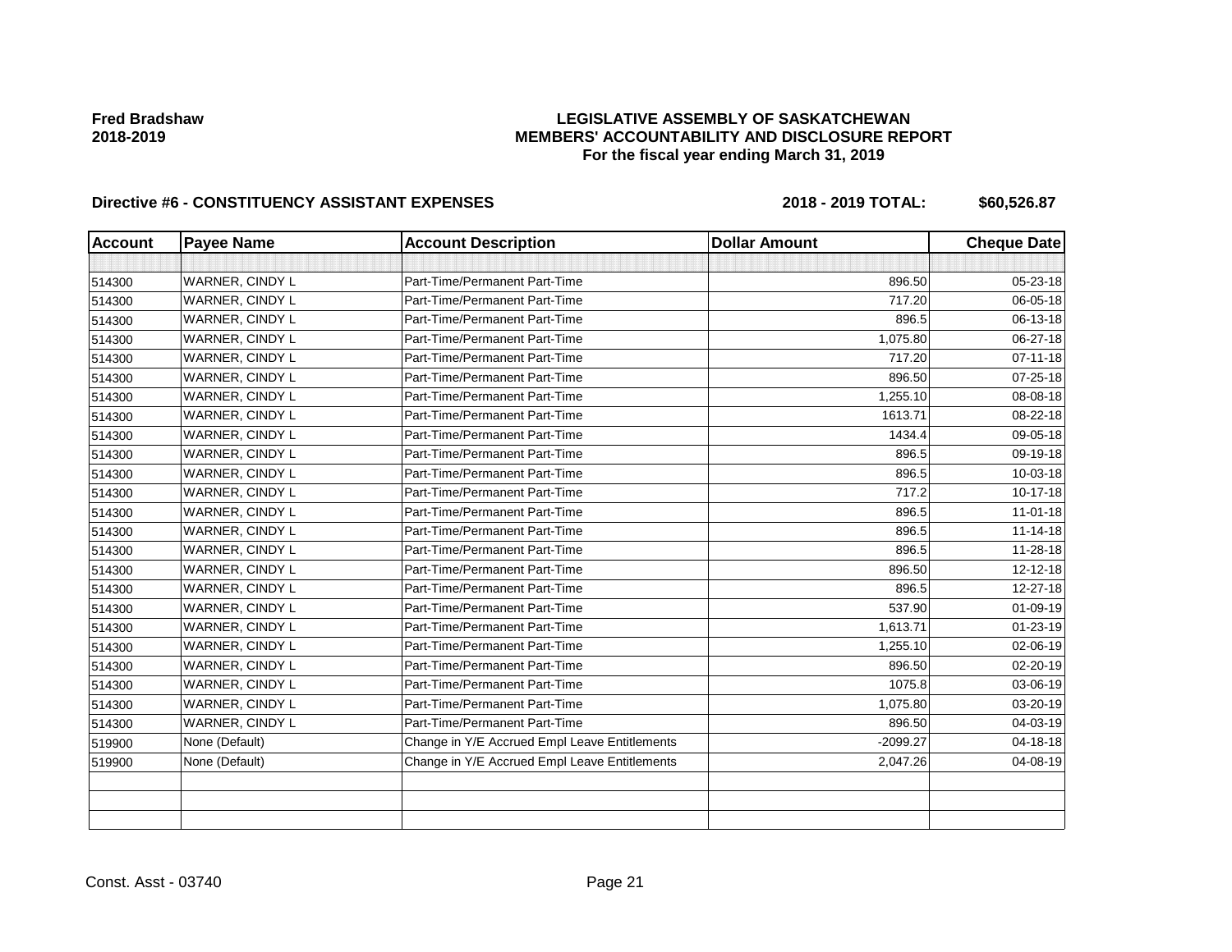**Fred Bradshaw**
**2018-2019**

**LEGISLATIVE ASSEMBLY OF SASKATCHEWAN**
**MEMBERS' ACCOUNTABILITY AND DISCLOSURE REPORT**
**For the fiscal year ending March 31, 2019**

**Directive #6 - CONSTITUENCY ASSISTANT EXPENSES** **2018 - 2019 TOTAL: $60,526.87**

| Account | Payee Name | Account Description | Dollar Amount | Cheque Date |
|---|---|---|---|---|
| | | | | |
| 514300 | WARNER, CINDY L | Part-Time/Permanent Part-Time | 896.50 | 05-23-18 |
| 514300 | WARNER, CINDY L | Part-Time/Permanent Part-Time | 717.20 | 06-05-18 |
| 514300 | WARNER, CINDY L | Part-Time/Permanent Part-Time | 896.5 | 06-13-18 |
| 514300 | WARNER, CINDY L | Part-Time/Permanent Part-Time | 1,075.80 | 06-27-18 |
| 514300 | WARNER, CINDY L | Part-Time/Permanent Part-Time | 717.20 | 07-11-18 |
| 514300 | WARNER, CINDY L | Part-Time/Permanent Part-Time | 896.50 | 07-25-18 |
| 514300 | WARNER, CINDY L | Part-Time/Permanent Part-Time | 1,255.10 | 08-08-18 |
| 514300 | WARNER, CINDY L | Part-Time/Permanent Part-Time | 1613.71 | 08-22-18 |
| 514300 | WARNER, CINDY L | Part-Time/Permanent Part-Time | 1434.4 | 09-05-18 |
| 514300 | WARNER, CINDY L | Part-Time/Permanent Part-Time | 896.5 | 09-19-18 |
| 514300 | WARNER, CINDY L | Part-Time/Permanent Part-Time | 896.5 | 10-03-18 |
| 514300 | WARNER, CINDY L | Part-Time/Permanent Part-Time | 717.2 | 10-17-18 |
| 514300 | WARNER, CINDY L | Part-Time/Permanent Part-Time | 896.5 | 11-01-18 |
| 514300 | WARNER, CINDY L | Part-Time/Permanent Part-Time | 896.5 | 11-14-18 |
| 514300 | WARNER, CINDY L | Part-Time/Permanent Part-Time | 896.5 | 11-28-18 |
| 514300 | WARNER, CINDY L | Part-Time/Permanent Part-Time | 896.50 | 12-12-18 |
| 514300 | WARNER, CINDY L | Part-Time/Permanent Part-Time | 896.5 | 12-27-18 |
| 514300 | WARNER, CINDY L | Part-Time/Permanent Part-Time | 537.90 | 01-09-19 |
| 514300 | WARNER, CINDY L | Part-Time/Permanent Part-Time | 1,613.71 | 01-23-19 |
| 514300 | WARNER, CINDY L | Part-Time/Permanent Part-Time | 1,255.10 | 02-06-19 |
| 514300 | WARNER, CINDY L | Part-Time/Permanent Part-Time | 896.50 | 02-20-19 |
| 514300 | WARNER, CINDY L | Part-Time/Permanent Part-Time | 1075.8 | 03-06-19 |
| 514300 | WARNER, CINDY L | Part-Time/Permanent Part-Time | 1,075.80 | 03-20-19 |
| 514300 | WARNER, CINDY L | Part-Time/Permanent Part-Time | 896.50 | 04-03-19 |
| 519900 | None (Default) | Change in Y/E Accrued Empl Leave Entitlements | -2099.27 | 04-18-18 |
| 519900 | None (Default) | Change in Y/E Accrued Empl Leave Entitlements | 2,047.26 | 04-08-19 |
| | | | | |
| | | | | |
| | | | | |

Const. Asst - 03740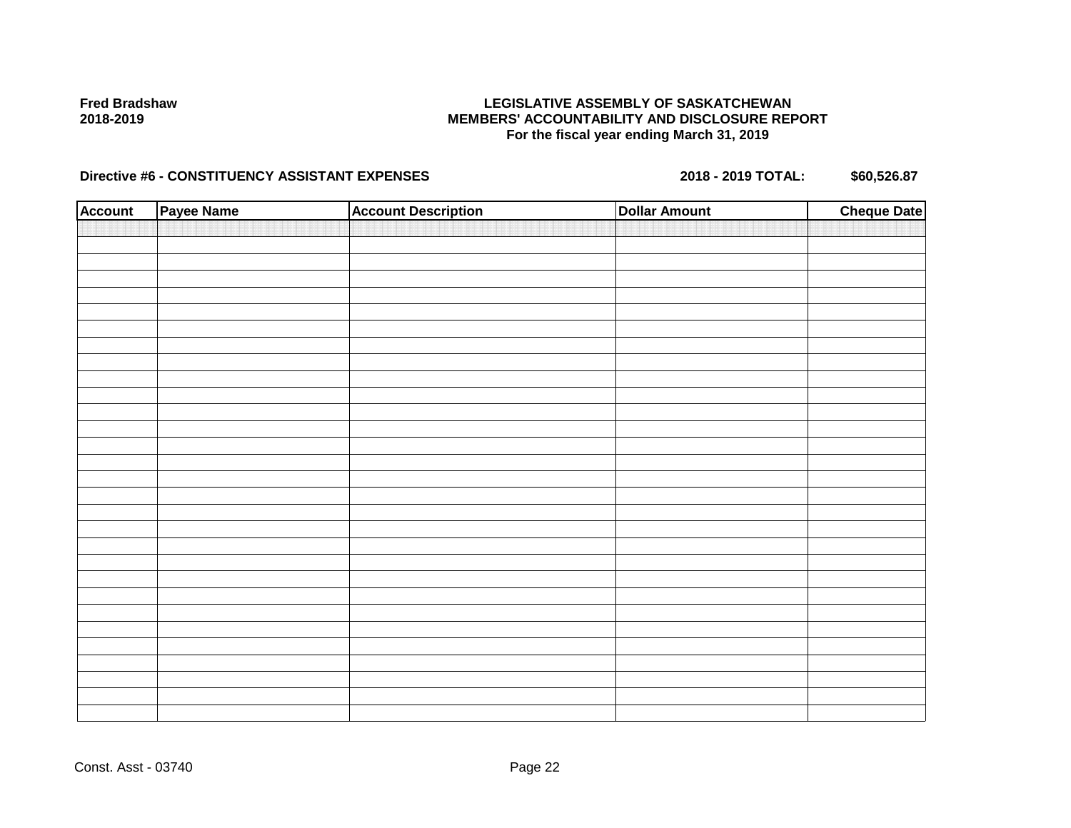**Fred Bradshaw**
**2018-2019**

**LEGISLATIVE ASSEMBLY OF SASKATCHEWAN**
**MEMBERS' ACCOUNTABILITY AND DISCLOSURE REPORT**
**For the fiscal year ending March 31, 2019**

**Directive #6 - CONSTITUENCY ASSISTANT EXPENSES** **2018 - 2019 TOTAL: $60,526.87**

| Account | Payee Name | Account Description | Dollar Amount | Cheque Date |
|---|---|---|---|---|
| | | | | |

Const. Asst - 03740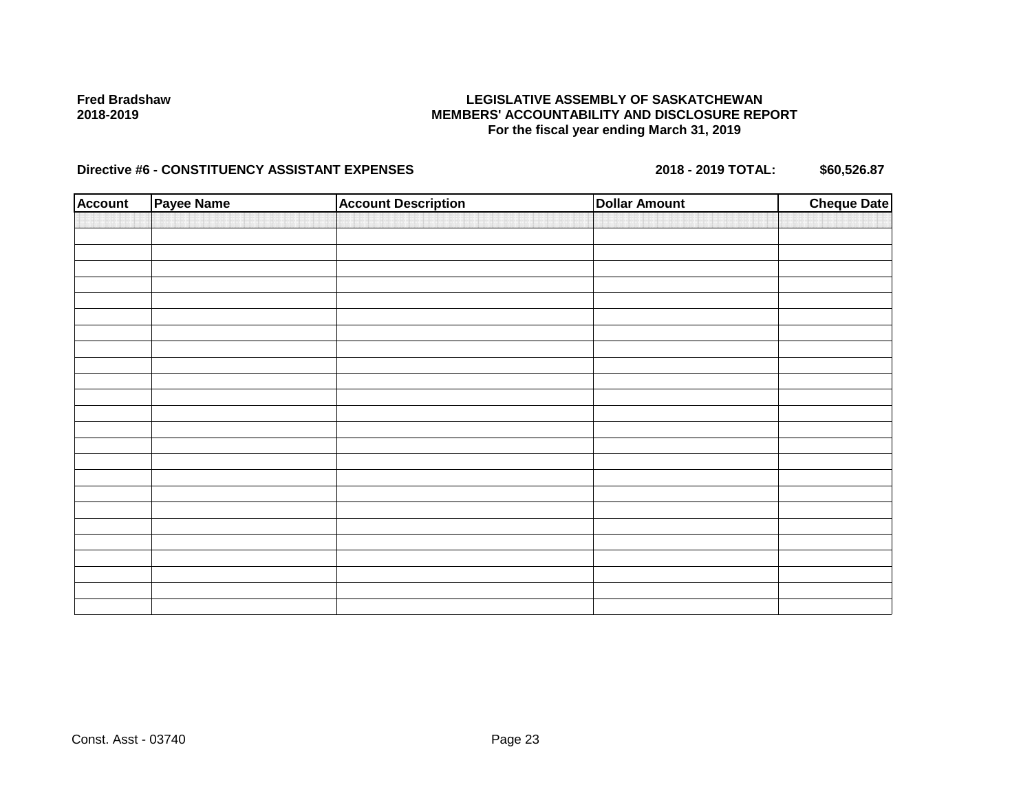**Fred Bradshaw**
**2018-2019**

**LEGISLATIVE ASSEMBLY OF SASKATCHEWAN**
**MEMBERS' ACCOUNTABILITY AND DISCLOSURE REPORT**
**For the fiscal year ending March 31, 2019**

**Directive #6 - CONSTITUENCY ASSISTANT EXPENSES** **2018 - 2019 TOTAL: $60,526.87**

| Account | Payee Name | Account Description | Dollar Amount | Cheque Date |
|---|---|---|---|---|
| | | | | |

Const. Asst - 03740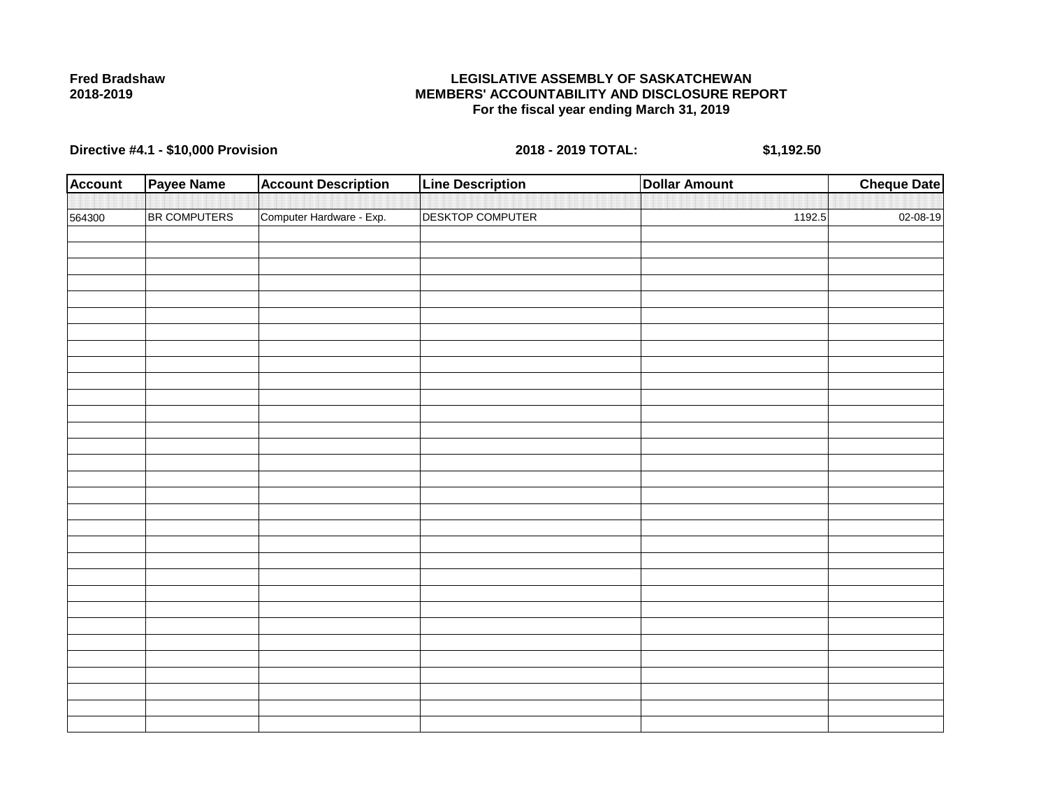**Fred Bradshaw**
**2018-2019**

**LEGISLATIVE ASSEMBLY OF SASKATCHEWAN**
**MEMBERS' ACCOUNTABILITY AND DISCLOSURE REPORT**
**For the fiscal year ending March 31, 2019**

**Directive #4.1 - $10,000 Provision** **2018 - 2019 TOTAL:** **$1,192.50**

| Account | Payee Name | Account Description | Line Description | Dollar Amount | Cheque Date |
|---|---|---|---|---|---|
| 564300 | BR COMPUTERS | Computer Hardware - Exp. | DESKTOP COMPUTER | 1192.5 | 02-08-19 |